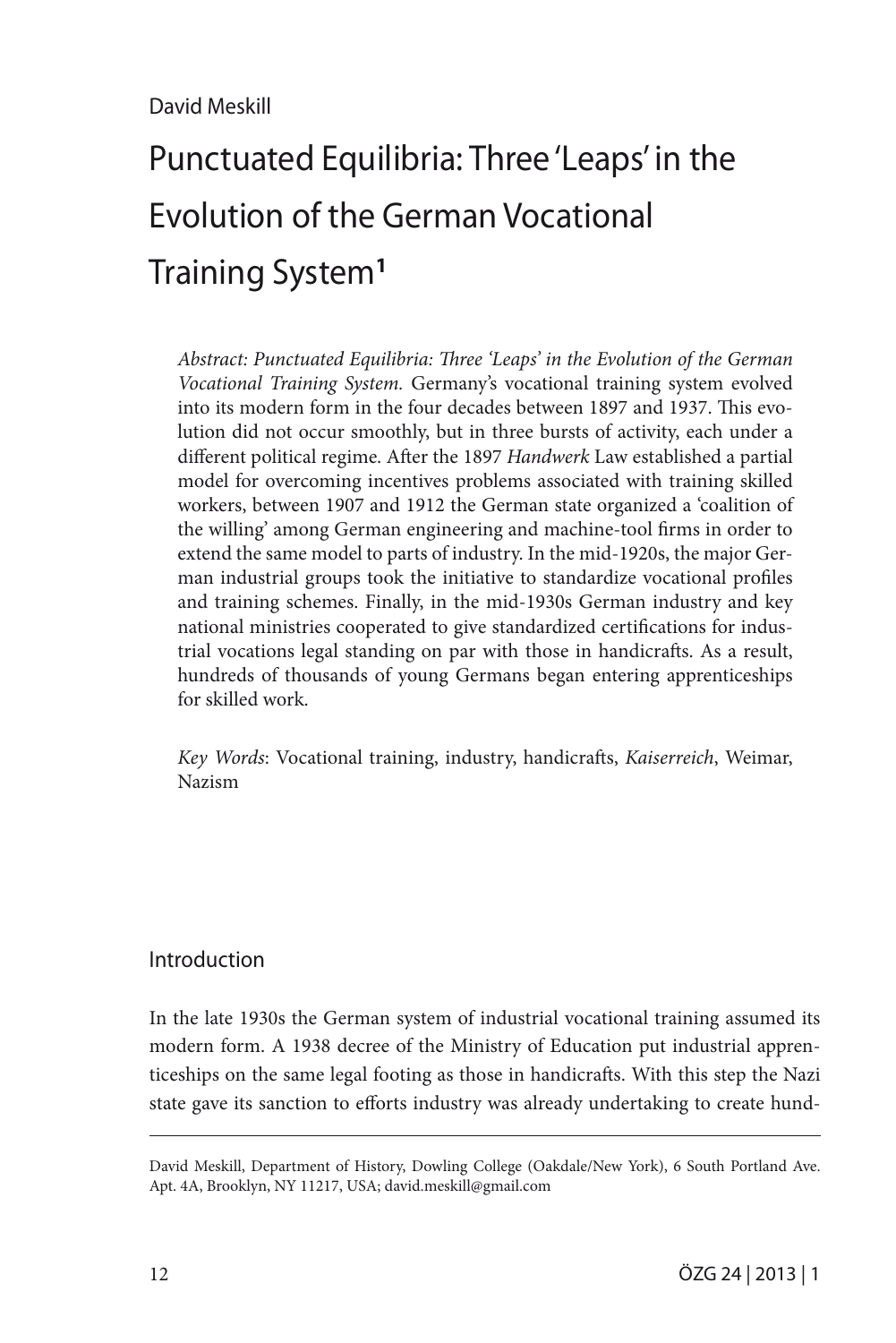David Meskill

# Punctuated Equilibria: Three 'Leaps' in the Evolution of the German Vocational Training System[1]

*Abstract: Punctuated Equilibria: Three 'Leaps' in the Evolution of the German Vocational Training System.* Germany's vocational training system evolved into its modern form in the four decades between 1897 and 1937. This evolution did not occur smoothly, but in three bursts of activity, each under a different political regime. After the 1897 *Handwerk* Law established a partial model for overcoming incentives problems associated with training skilled workers, between 1907 and 1912 the German state organized a 'coalition of the willing' among German engineering and machine-tool firms in order to extend the same model to parts of industry. In the mid-1920s, the major German industrial groups took the initiative to standardize vocational profiles and training schemes. Finally, in the mid-1930s German industry and key national ministries cooperated to give standardized certifications for industrial vocations legal standing on par with those in handicrafts. As a result, hundreds of thousands of young Germans began entering apprenticeships for skilled work.

*Key Words*: Vocational training, industry, handicrafts, *Kaiserreich*, Weimar, Nazism

## Introduction

In the late 1930s the German system of industrial vocational training assumed its modern form. A 1938 decree of the Ministry of Education put industrial apprenticeships on the same legal footing as those in handicrafts. With this step the Nazi state gave its sanction to efforts industry was already undertaking to create hund-

David Meskill, Department of History, Dowling College (Oakdale/New York), 6 South Portland Ave. Apt. 4A, Brooklyn, NY 11217, USA; david.meskill@gmail.com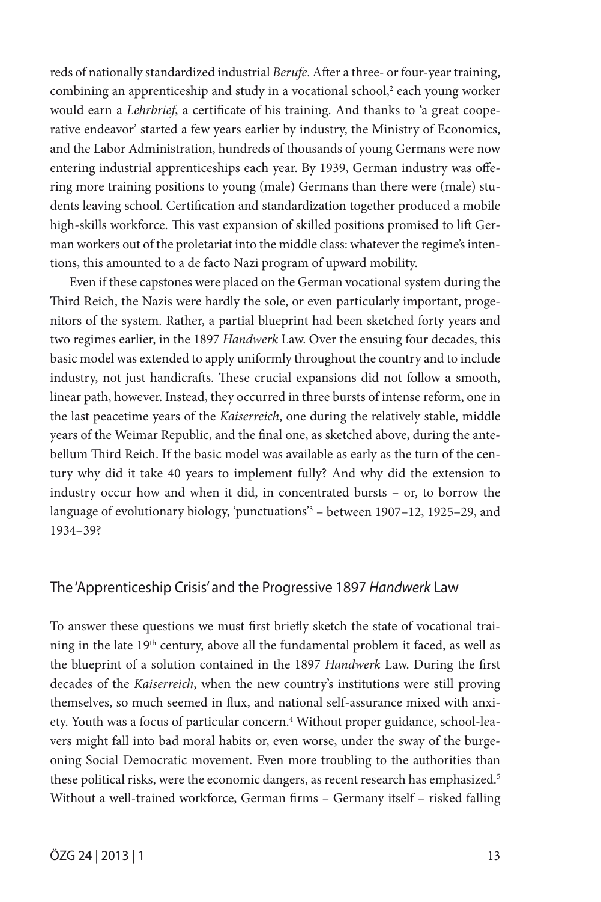reds of nationally standardized industrial *Berufe*. After a three- or four-year training, combining an apprenticeship and study in a vocational school,[2] each young worker would earn a *Lehrbrief*, a certificate of his training. And thanks to 'a great cooperative endeavor' started a few years earlier by industry, the Ministry of Economics, and the Labor Administration, hundreds of thousands of young Germans were now entering industrial apprenticeships each year. By 1939, German industry was offering more training positions to young (male) Germans than there were (male) students leaving school. Certification and standardization together produced a mobile high-skills workforce. This vast expansion of skilled positions promised to lift German workers out of the proletariat into the middle class: whatever the regime's intentions, this amounted to a de facto Nazi program of upward mobility.

Even if these capstones were placed on the German vocational system during the Third Reich, the Nazis were hardly the sole, or even particularly important, progenitors of the system. Rather, a partial blueprint had been sketched forty years and two regimes earlier, in the 1897 *Handwerk* Law. Over the ensuing four decades, this basic model was extended to apply uniformly throughout the country and to include industry, not just handicrafts. These crucial expansions did not follow a smooth, linear path, however. Instead, they occurred in three bursts of intense reform, one in the last peacetime years of the *Kaiserreich*, one during the relatively stable, middle years of the Weimar Republic, and the final one, as sketched above, during the antebellum Third Reich. If the basic model was available as early as the turn of the century why did it take 40 years to implement fully? And why did the extension to industry occur how and when it did, in concentrated bursts – or, to borrow the language of evolutionary biology, 'punctuations'[3] – between 1907–12, 1925–29, and 1934–39?

## The 'Apprenticeship Crisis' and the Progressive 1897 *Handwerk* Law

To answer these questions we must first briefly sketch the state of vocational training in the late 19th century, above all the fundamental problem it faced, as well as the blueprint of a solution contained in the 1897 *Handwerk* Law. During the first decades of the *Kaiserreich*, when the new country's institutions were still proving themselves, so much seemed in flux, and national self-assurance mixed with anxiety. Youth was a focus of particular concern.[4] Without proper guidance, school-leavers might fall into bad moral habits or, even worse, under the sway of the burgeoning Social Democratic movement. Even more troubling to the authorities than these political risks, were the economic dangers, as recent research has emphasized.[5] Without a well-trained workforce, German firms – Germany itself – risked falling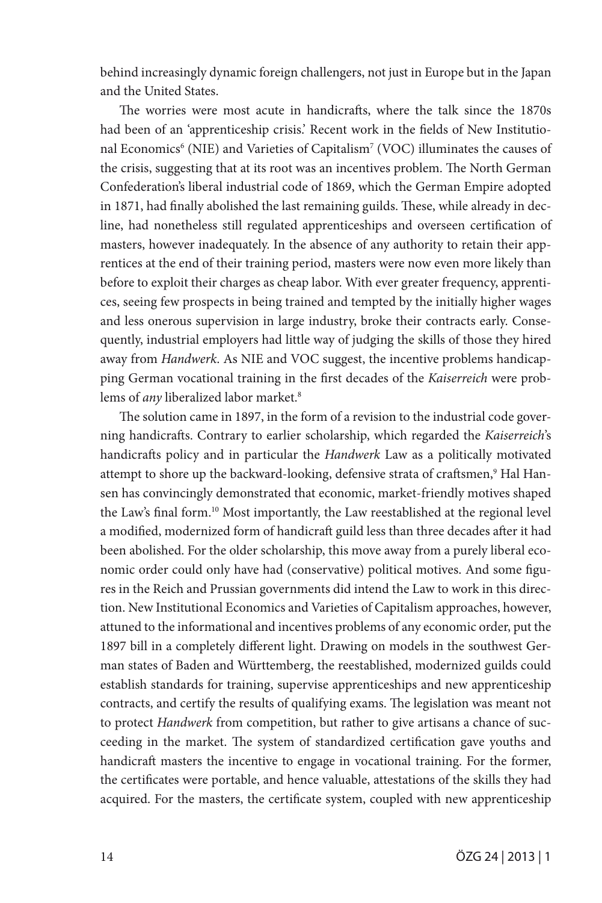behind increasingly dynamic foreign challengers, not just in Europe but in the Japan and the United States.

The worries were most acute in handicrafts, where the talk since the 1870s had been of an 'apprenticeship crisis.' Recent work in the fields of New Institutional Economics[6] (NIE) and Varieties of Capitalism[7] (VOC) illuminates the causes of the crisis, suggesting that at its root was an incentives problem. The North German Confederation's liberal industrial code of 1869, which the German Empire adopted in 1871, had finally abolished the last remaining guilds. These, while already in decline, had nonetheless still regulated apprenticeships and overseen certification of masters, however inadequately. In the absence of any authority to retain their apprentices at the end of their training period, masters were now even more likely than before to exploit their charges as cheap labor. With ever greater frequency, apprentices, seeing few prospects in being trained and tempted by the initially higher wages and less onerous supervision in large industry, broke their contracts early. Consequently, industrial employers had little way of judging the skills of those they hired away from *Handwerk*. As NIE and VOC suggest, the incentive problems handicapping German vocational training in the first decades of the *Kaiserreich* were problems of *any* liberalized labor market.[8]

The solution came in 1897, in the form of a revision to the industrial code governing handicrafts. Contrary to earlier scholarship, which regarded the *Kaiserreich*'s handicrafts policy and in particular the *Handwerk* Law as a politically motivated attempt to shore up the backward-looking, defensive strata of craftsmen,[9] Hal Hansen has convincingly demonstrated that economic, market-friendly motives shaped the Law's final form.[10] Most importantly, the Law reestablished at the regional level a modified, modernized form of handicraft guild less than three decades after it had been abolished. For the older scholarship, this move away from a purely liberal economic order could only have had (conservative) political motives. And some figures in the Reich and Prussian governments did intend the Law to work in this direction. New Institutional Economics and Varieties of Capitalism approaches, however, attuned to the informational and incentives problems of any economic order, put the 1897 bill in a completely different light. Drawing on models in the southwest German states of Baden and Württemberg, the reestablished, modernized guilds could establish standards for training, supervise apprenticeships and new apprenticeship contracts, and certify the results of qualifying exams. The legislation was meant not to protect *Handwerk* from competition, but rather to give artisans a chance of succeeding in the market. The system of standardized certification gave youths and handicraft masters the incentive to engage in vocational training. For the former, the certificates were portable, and hence valuable, attestations of the skills they had acquired. For the masters, the certificate system, coupled with new apprenticeship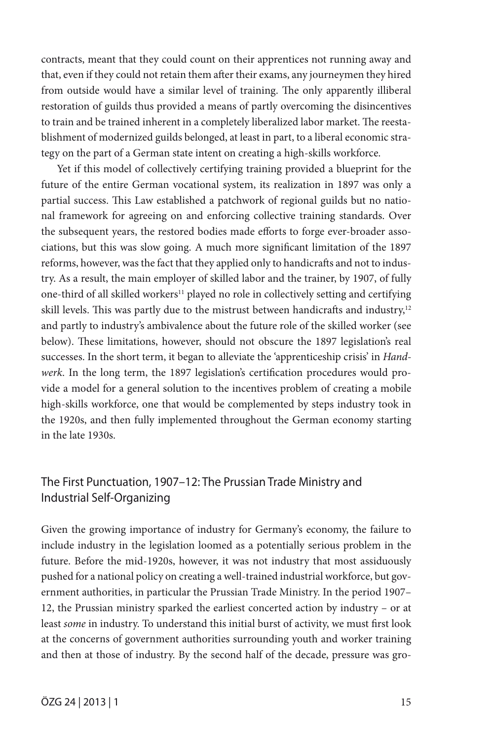contracts, meant that they could count on their apprentices not running away and that, even if they could not retain them after their exams, any journeymen they hired from outside would have a similar level of training. The only apparently illiberal restoration of guilds thus provided a means of partly overcoming the disincentives to train and be trained inherent in a completely liberalized labor market. The reestablishment of modernized guilds belonged, at least in part, to a liberal economic strategy on the part of a German state intent on creating a high-skills workforce.

Yet if this model of collectively certifying training provided a blueprint for the future of the entire German vocational system, its realization in 1897 was only a partial success. This Law established a patchwork of regional guilds but no national framework for agreeing on and enforcing collective training standards. Over the subsequent years, the restored bodies made efforts to forge ever-broader associations, but this was slow going. A much more significant limitation of the 1897 reforms, however, was the fact that they applied only to handicrafts and not to industry. As a result, the main employer of skilled labor and the trainer, by 1907, of fully one-third of all skilled workers[11] played no role in collectively setting and certifying skill levels. This was partly due to the mistrust between handicrafts and industry,[12] and partly to industry's ambivalence about the future role of the skilled worker (see below). These limitations, however, should not obscure the 1897 legislation's real successes. In the short term, it began to alleviate the 'apprenticeship crisis' in *Handwerk*. In the long term, the 1897 legislation's certification procedures would provide a model for a general solution to the incentives problem of creating a mobile high-skills workforce, one that would be complemented by steps industry took in the 1920s, and then fully implemented throughout the German economy starting in the late 1930s.

## The First Punctuation, 1907–12: The Prussian Trade Ministry and Industrial Self-Organizing

Given the growing importance of industry for Germany's economy, the failure to include industry in the legislation loomed as a potentially serious problem in the future. Before the mid-1920s, however, it was not industry that most assiduously pushed for a national policy on creating a well-trained industrial workforce, but government authorities, in particular the Prussian Trade Ministry. In the period 1907–12, the Prussian ministry sparked the earliest concerted action by industry – or at least *some* in industry. To understand this initial burst of activity, we must first look at the concerns of government authorities surrounding youth and worker training and then at those of industry. By the second half of the decade, pressure was gro-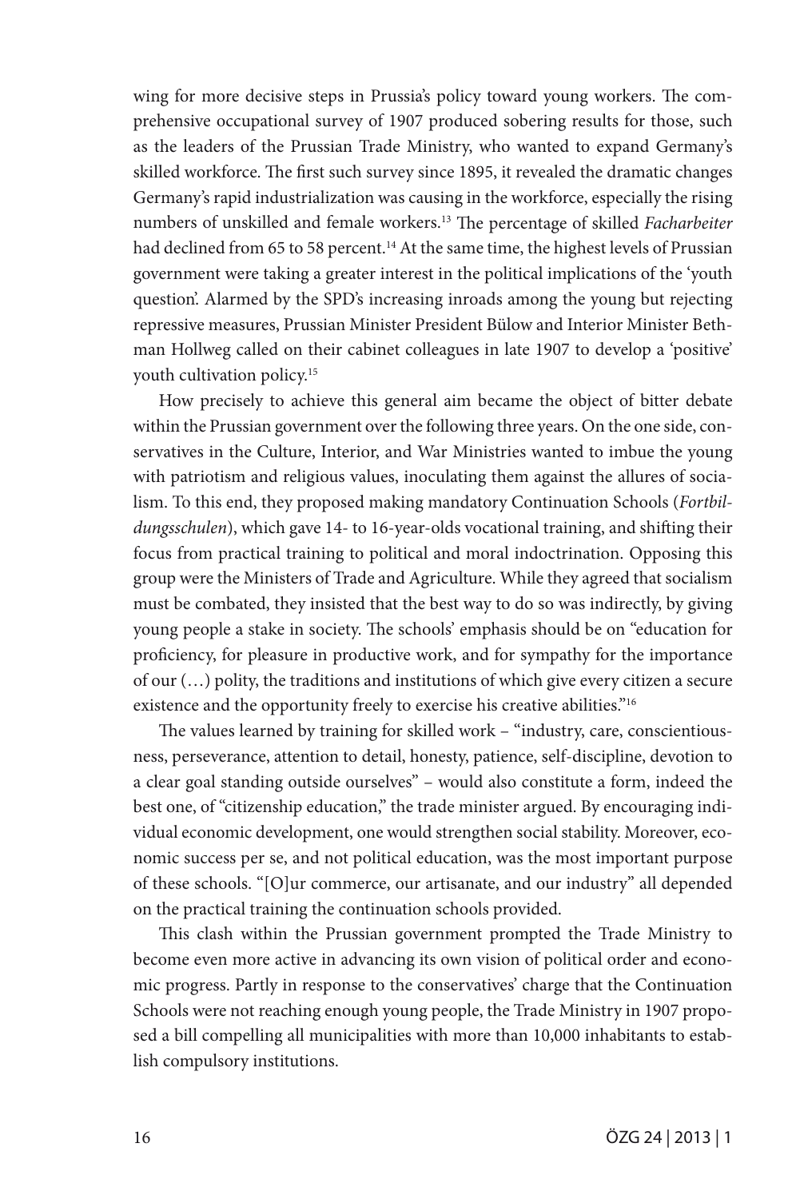wing for more decisive steps in Prussia's policy toward young workers. The comprehensive occupational survey of 1907 produced sobering results for those, such as the leaders of the Prussian Trade Ministry, who wanted to expand Germany's skilled workforce. The first such survey since 1895, it revealed the dramatic changes Germany's rapid industrialization was causing in the workforce, especially the rising numbers of unskilled and female workers.[13] The percentage of skilled *Facharbeiter* had declined from 65 to 58 percent.[14] At the same time, the highest levels of Prussian government were taking a greater interest in the political implications of the 'youth question'. Alarmed by the SPD's increasing inroads among the young but rejecting repressive measures, Prussian Minister President Bülow and Interior Minister Bethman Hollweg called on their cabinet colleagues in late 1907 to develop a 'positive' youth cultivation policy.[15]

How precisely to achieve this general aim became the object of bitter debate within the Prussian government over the following three years. On the one side, conservatives in the Culture, Interior, and War Ministries wanted to imbue the young with patriotism and religious values, inoculating them against the allures of socialism. To this end, they proposed making mandatory Continuation Schools (*Fortbildungsschulen*), which gave 14- to 16-year-olds vocational training, and shifting their focus from practical training to political and moral indoctrination. Opposing this group were the Ministers of Trade and Agriculture. While they agreed that socialism must be combated, they insisted that the best way to do so was indirectly, by giving young people a stake in society. The schools' emphasis should be on "education for proficiency, for pleasure in productive work, and for sympathy for the importance of our (…) polity, the traditions and institutions of which give every citizen a secure existence and the opportunity freely to exercise his creative abilities."[16]

The values learned by training for skilled work – "industry, care, conscientiousness, perseverance, attention to detail, honesty, patience, self-discipline, devotion to a clear goal standing outside ourselves" – would also constitute a form, indeed the best one, of "citizenship education," the trade minister argued. By encouraging individual economic development, one would strengthen social stability. Moreover, economic success per se, and not political education, was the most important purpose of these schools. "[O]ur commerce, our artisanate, and our industry" all depended on the practical training the continuation schools provided.

This clash within the Prussian government prompted the Trade Ministry to become even more active in advancing its own vision of political order and economic progress. Partly in response to the conservatives' charge that the Continuation Schools were not reaching enough young people, the Trade Ministry in 1907 proposed a bill compelling all municipalities with more than 10,000 inhabitants to establish compulsory institutions.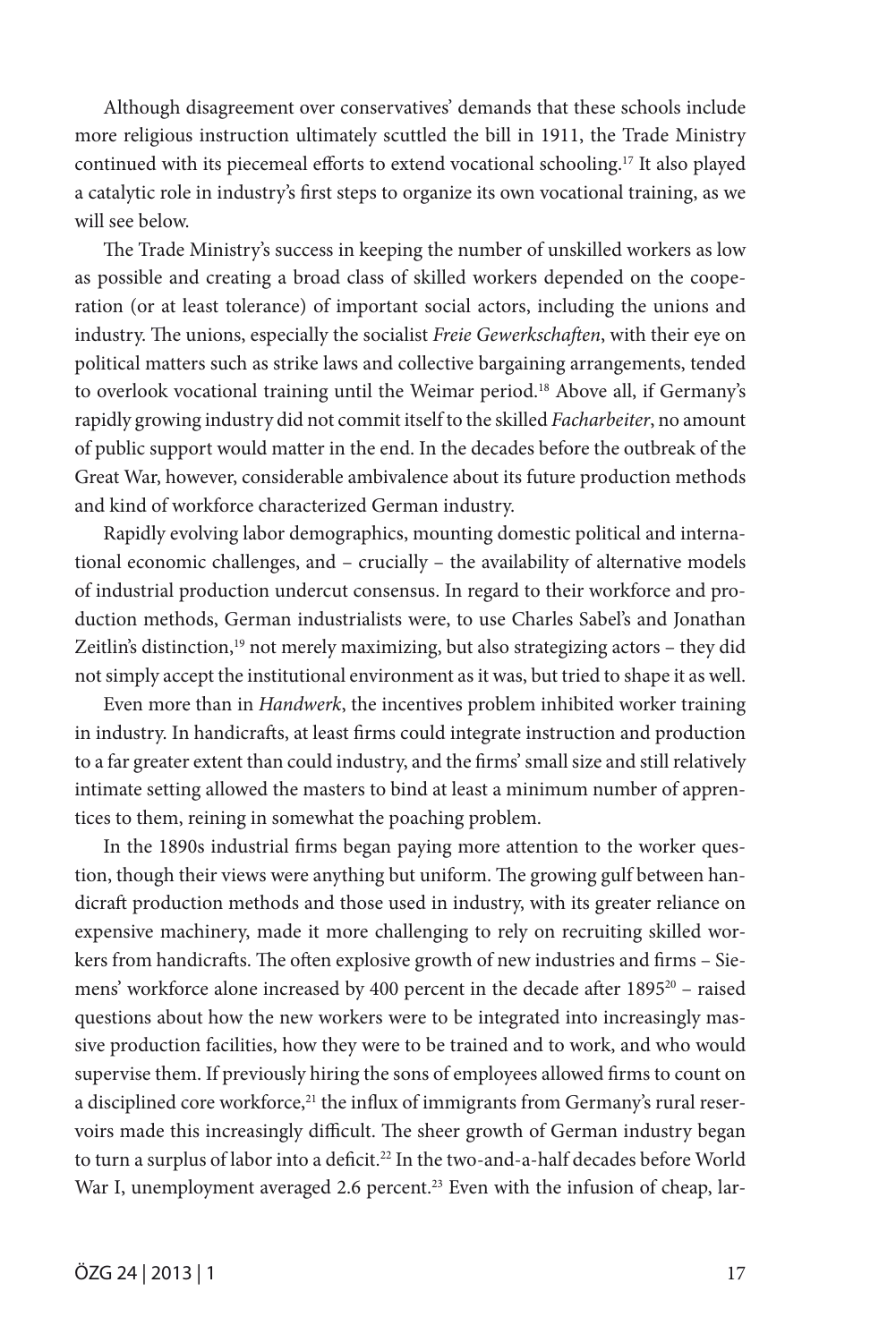Although disagreement over conservatives' demands that these schools include more religious instruction ultimately scuttled the bill in 1911, the Trade Ministry continued with its piecemeal efforts to extend vocational schooling.[17] It also played a catalytic role in industry's first steps to organize its own vocational training, as we will see below.

The Trade Ministry's success in keeping the number of unskilled workers as low as possible and creating a broad class of skilled workers depended on the cooperation (or at least tolerance) of important social actors, including the unions and industry. The unions, especially the socialist *Freie Gewerkschaften*, with their eye on political matters such as strike laws and collective bargaining arrangements, tended to overlook vocational training until the Weimar period.[18] Above all, if Germany's rapidly growing industry did not commit itself to the skilled *Facharbeiter*, no amount of public support would matter in the end. In the decades before the outbreak of the Great War, however, considerable ambivalence about its future production methods and kind of workforce characterized German industry.

Rapidly evolving labor demographics, mounting domestic political and international economic challenges, and – crucially – the availability of alternative models of industrial production undercut consensus. In regard to their workforce and production methods, German industrialists were, to use Charles Sabel's and Jonathan Zeitlin's distinction,[19] not merely maximizing, but also strategizing actors – they did not simply accept the institutional environment as it was, but tried to shape it as well.

Even more than in *Handwerk*, the incentives problem inhibited worker training in industry. In handicrafts, at least firms could integrate instruction and production to a far greater extent than could industry, and the firms' small size and still relatively intimate setting allowed the masters to bind at least a minimum number of apprentices to them, reining in somewhat the poaching problem.

In the 1890s industrial firms began paying more attention to the worker question, though their views were anything but uniform. The growing gulf between handicraft production methods and those used in industry, with its greater reliance on expensive machinery, made it more challenging to rely on recruiting skilled workers from handicrafts. The often explosive growth of new industries and firms – Siemens' workforce alone increased by 400 percent in the decade after 1895[20] – raised questions about how the new workers were to be integrated into increasingly massive production facilities, how they were to be trained and to work, and who would supervise them. If previously hiring the sons of employees allowed firms to count on a disciplined core workforce,[21] the influx of immigrants from Germany's rural reservoirs made this increasingly difficult. The sheer growth of German industry began to turn a surplus of labor into a deficit.[22] In the two-and-a-half decades before World War I, unemployment averaged 2.6 percent.[23] Even with the infusion of cheap, lar-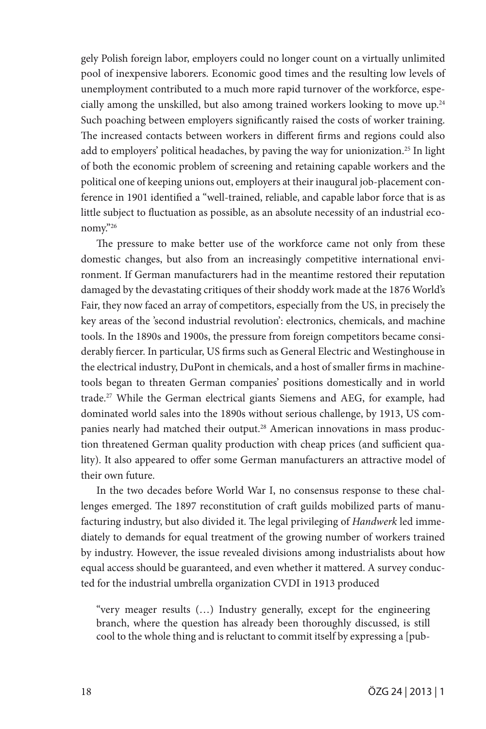gely Polish foreign labor, employers could no longer count on a virtually unlimited pool of inexpensive laborers. Economic good times and the resulting low levels of unemployment contributed to a much more rapid turnover of the workforce, especially among the unskilled, but also among trained workers looking to move up.[24] Such poaching between employers significantly raised the costs of worker training. The increased contacts between workers in different firms and regions could also add to employers' political headaches, by paving the way for unionization.[25] In light of both the economic problem of screening and retaining capable workers and the political one of keeping unions out, employers at their inaugural job-placement conference in 1901 identified a "well-trained, reliable, and capable labor force that is as little subject to fluctuation as possible, as an absolute necessity of an industrial economy."[26]

The pressure to make better use of the workforce came not only from these domestic changes, but also from an increasingly competitive international environment. If German manufacturers had in the meantime restored their reputation damaged by the devastating critiques of their shoddy work made at the 1876 World's Fair, they now faced an array of competitors, especially from the US, in precisely the key areas of the 'second industrial revolution': electronics, chemicals, and machine tools. In the 1890s and 1900s, the pressure from foreign competitors became considerably fiercer. In particular, US firms such as General Electric and Westinghouse in the electrical industry, DuPont in chemicals, and a host of smaller firms in machine-tools began to threaten German companies' positions domestically and in world trade.[27] While the German electrical giants Siemens and AEG, for example, had dominated world sales into the 1890s without serious challenge, by 1913, US companies nearly had matched their output.[28] American innovations in mass production threatened German quality production with cheap prices (and sufficient quality). It also appeared to offer some German manufacturers an attractive model of their own future.

In the two decades before World War I, no consensus response to these challenges emerged. The 1897 reconstitution of craft guilds mobilized parts of manufacturing industry, but also divided it. The legal privileging of *Handwerk* led immediately to demands for equal treatment of the growing number of workers trained by industry. However, the issue revealed divisions among industrialists about how equal access should be guaranteed, and even whether it mattered. A survey conducted for the industrial umbrella organization CVDI in 1913 produced

> "very meager results (…) Industry generally, except for the engineering branch, where the question has already been thoroughly discussed, is still cool to the whole thing and is reluctant to commit itself by expressing a [pub-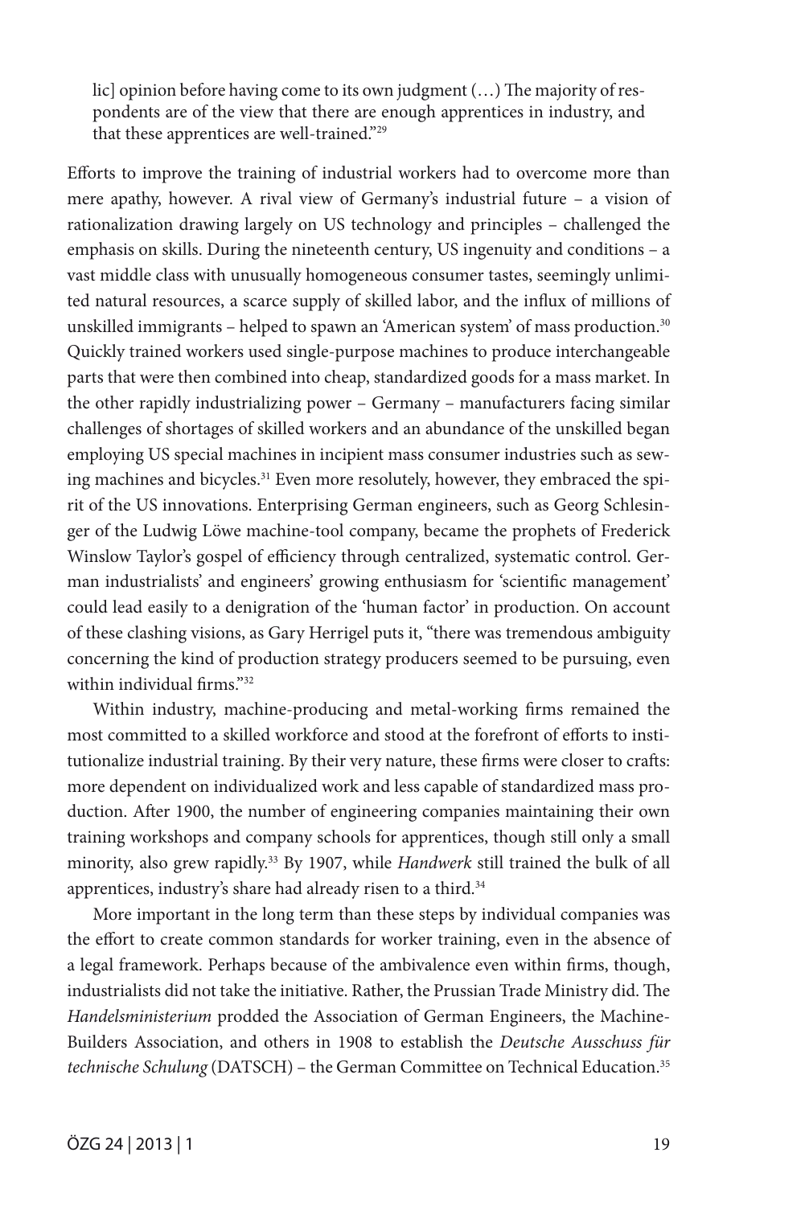lic] opinion before having come to its own judgment (…) The majority of respondents are of the view that there are enough apprentices in industry, and that these apprentices are well-trained."[29]

Efforts to improve the training of industrial workers had to overcome more than mere apathy, however. A rival view of Germany's industrial future – a vision of rationalization drawing largely on US technology and principles – challenged the emphasis on skills. During the nineteenth century, US ingenuity and conditions – a vast middle class with unusually homogeneous consumer tastes, seemingly unlimited natural resources, a scarce supply of skilled labor, and the influx of millions of unskilled immigrants – helped to spawn an 'American system' of mass production.[30] Quickly trained workers used single-purpose machines to produce interchangeable parts that were then combined into cheap, standardized goods for a mass market. In the other rapidly industrializing power – Germany – manufacturers facing similar challenges of shortages of skilled workers and an abundance of the unskilled began employing US special machines in incipient mass consumer industries such as sewing machines and bicycles.[31] Even more resolutely, however, they embraced the spirit of the US innovations. Enterprising German engineers, such as Georg Schlesinger of the Ludwig Löwe machine-tool company, became the prophets of Frederick Winslow Taylor's gospel of efficiency through centralized, systematic control. German industrialists' and engineers' growing enthusiasm for 'scientific management' could lead easily to a denigration of the 'human factor' in production. On account of these clashing visions, as Gary Herrigel puts it, "there was tremendous ambiguity concerning the kind of production strategy producers seemed to be pursuing, even within individual firms."[32]

Within industry, machine-producing and metal-working firms remained the most committed to a skilled workforce and stood at the forefront of efforts to institutionalize industrial training. By their very nature, these firms were closer to crafts: more dependent on individualized work and less capable of standardized mass production. After 1900, the number of engineering companies maintaining their own training workshops and company schools for apprentices, though still only a small minority, also grew rapidly.[33] By 1907, while *Handwerk* still trained the bulk of all apprentices, industry's share had already risen to a third.[34]

More important in the long term than these steps by individual companies was the effort to create common standards for worker training, even in the absence of a legal framework. Perhaps because of the ambivalence even within firms, though, industrialists did not take the initiative. Rather, the Prussian Trade Ministry did. The *Handelsministerium* prodded the Association of German Engineers, the Machine-Builders Association, and others in 1908 to establish the *Deutsche Ausschuss für technische Schulung* (DATSCH) – the German Committee on Technical Education.[35]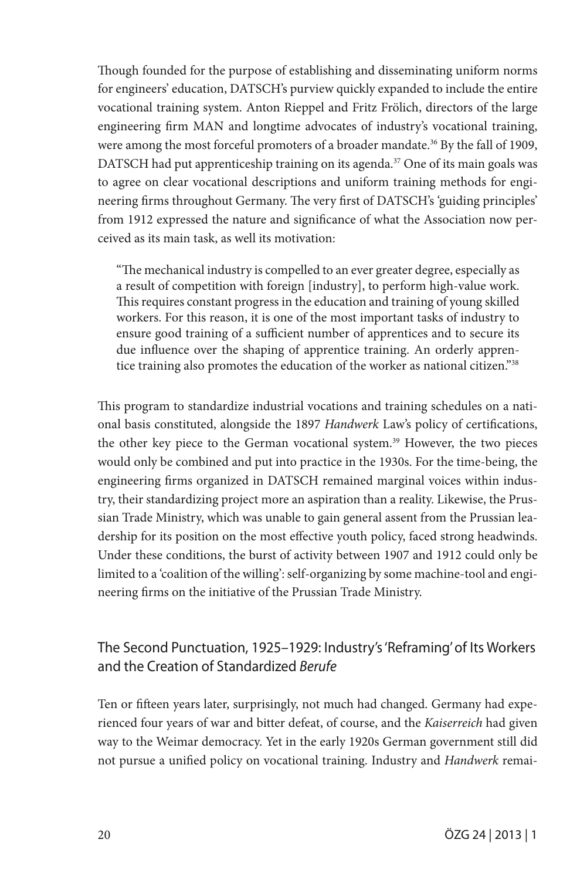Though founded for the purpose of establishing and disseminating uniform norms for engineers' education, DATSCH's purview quickly expanded to include the entire vocational training system. Anton Rieppel and Fritz Frölich, directors of the large engineering firm MAN and longtime advocates of industry's vocational training, were among the most forceful promoters of a broader mandate.[36] By the fall of 1909, DATSCH had put apprenticeship training on its agenda.[37] One of its main goals was to agree on clear vocational descriptions and uniform training methods for engineering firms throughout Germany. The very first of DATSCH's 'guiding principles' from 1912 expressed the nature and significance of what the Association now perceived as its main task, as well its motivation:

> "The mechanical industry is compelled to an ever greater degree, especially as a result of competition with foreign [industry], to perform high-value work. This requires constant progress in the education and training of young skilled workers. For this reason, it is one of the most important tasks of industry to ensure good training of a sufficient number of apprentices and to secure its due influence over the shaping of apprentice training. An orderly apprentice training also promotes the education of the worker as national citizen."[38]

This program to standardize industrial vocations and training schedules on a national basis constituted, alongside the 1897 *Handwerk* Law's policy of certifications, the other key piece to the German vocational system.[39] However, the two pieces would only be combined and put into practice in the 1930s. For the time-being, the engineering firms organized in DATSCH remained marginal voices within industry, their standardizing project more an aspiration than a reality. Likewise, the Prussian Trade Ministry, which was unable to gain general assent from the Prussian leadership for its position on the most effective youth policy, faced strong headwinds. Under these conditions, the burst of activity between 1907 and 1912 could only be limited to a 'coalition of the willing': self-organizing by some machine-tool and engineering firms on the initiative of the Prussian Trade Ministry.

## The Second Punctuation, 1925–1929: Industry's 'Reframing' of Its Workers and the Creation of Standardized *Berufe*

Ten or fifteen years later, surprisingly, not much had changed. Germany had experienced four years of war and bitter defeat, of course, and the *Kaiserreich* had given way to the Weimar democracy. Yet in the early 1920s German government still did not pursue a unified policy on vocational training. Industry and *Handwerk* remai-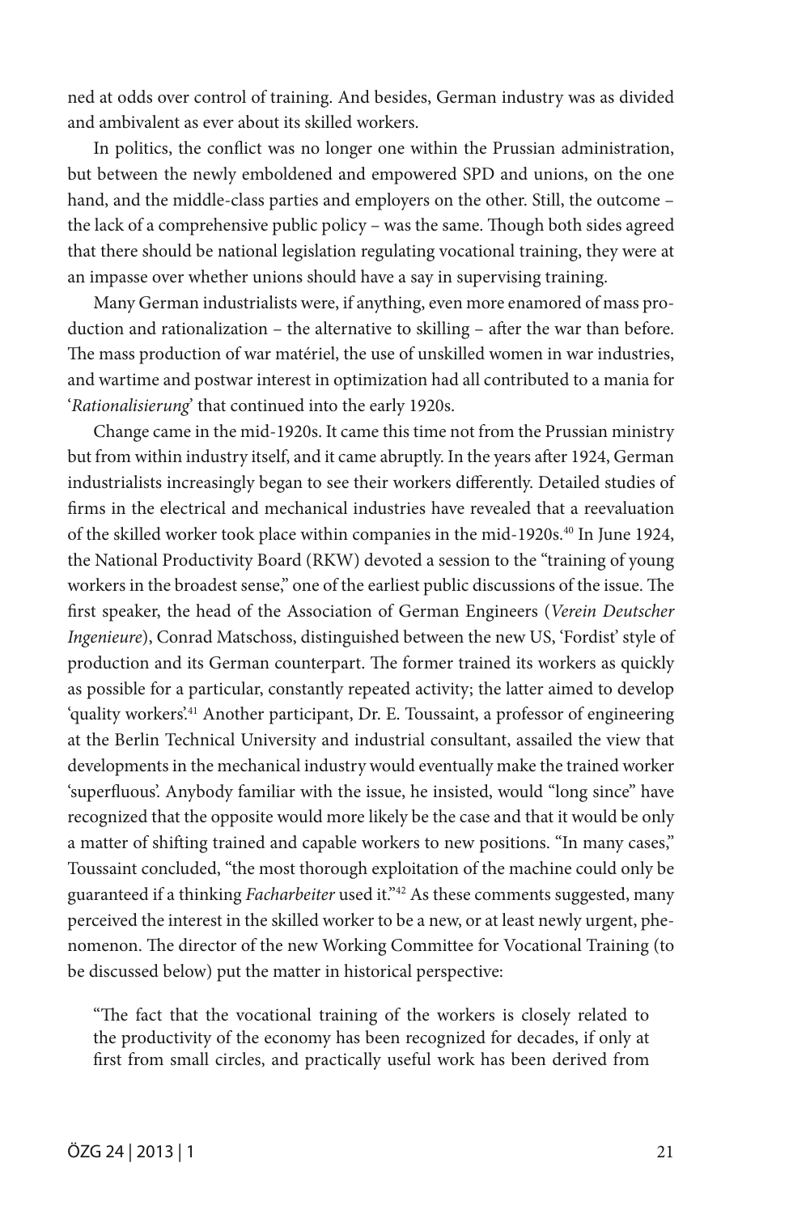ned at odds over control of training. And besides, German industry was as divided and ambivalent as ever about its skilled workers.

In politics, the conflict was no longer one within the Prussian administration, but between the newly emboldened and empowered SPD and unions, on the one hand, and the middle-class parties and employers on the other. Still, the outcome – the lack of a comprehensive public policy – was the same. Though both sides agreed that there should be national legislation regulating vocational training, they were at an impasse over whether unions should have a say in supervising training.

Many German industrialists were, if anything, even more enamored of mass production and rationalization – the alternative to skilling – after the war than before. The mass production of war matériel, the use of unskilled women in war industries, and wartime and postwar interest in optimization had all contributed to a mania for '*Rationalisierung*' that continued into the early 1920s.

Change came in the mid-1920s. It came this time not from the Prussian ministry but from within industry itself, and it came abruptly. In the years after 1924, German industrialists increasingly began to see their workers differently. Detailed studies of firms in the electrical and mechanical industries have revealed that a reevaluation of the skilled worker took place within companies in the mid-1920s.[40] In June 1924, the National Productivity Board (RKW) devoted a session to the "training of young workers in the broadest sense," one of the earliest public discussions of the issue. The first speaker, the head of the Association of German Engineers (*Verein Deutscher Ingenieure*), Conrad Matschoss, distinguished between the new US, 'Fordist' style of production and its German counterpart. The former trained its workers as quickly as possible for a particular, constantly repeated activity; the latter aimed to develop 'quality workers'.[41] Another participant, Dr. E. Toussaint, a professor of engineering at the Berlin Technical University and industrial consultant, assailed the view that developments in the mechanical industry would eventually make the trained worker 'superfluous'. Anybody familiar with the issue, he insisted, would "long since" have recognized that the opposite would more likely be the case and that it would be only a matter of shifting trained and capable workers to new positions. "In many cases," Toussaint concluded, "the most thorough exploitation of the machine could only be guaranteed if a thinking *Facharbeiter* used it."[42] As these comments suggested, many perceived the interest in the skilled worker to be a new, or at least newly urgent, phenomenon. The director of the new Working Committee for Vocational Training (to be discussed below) put the matter in historical perspective:

> "The fact that the vocational training of the workers is closely related to the productivity of the economy has been recognized for decades, if only at first from small circles, and practically useful work has been derived from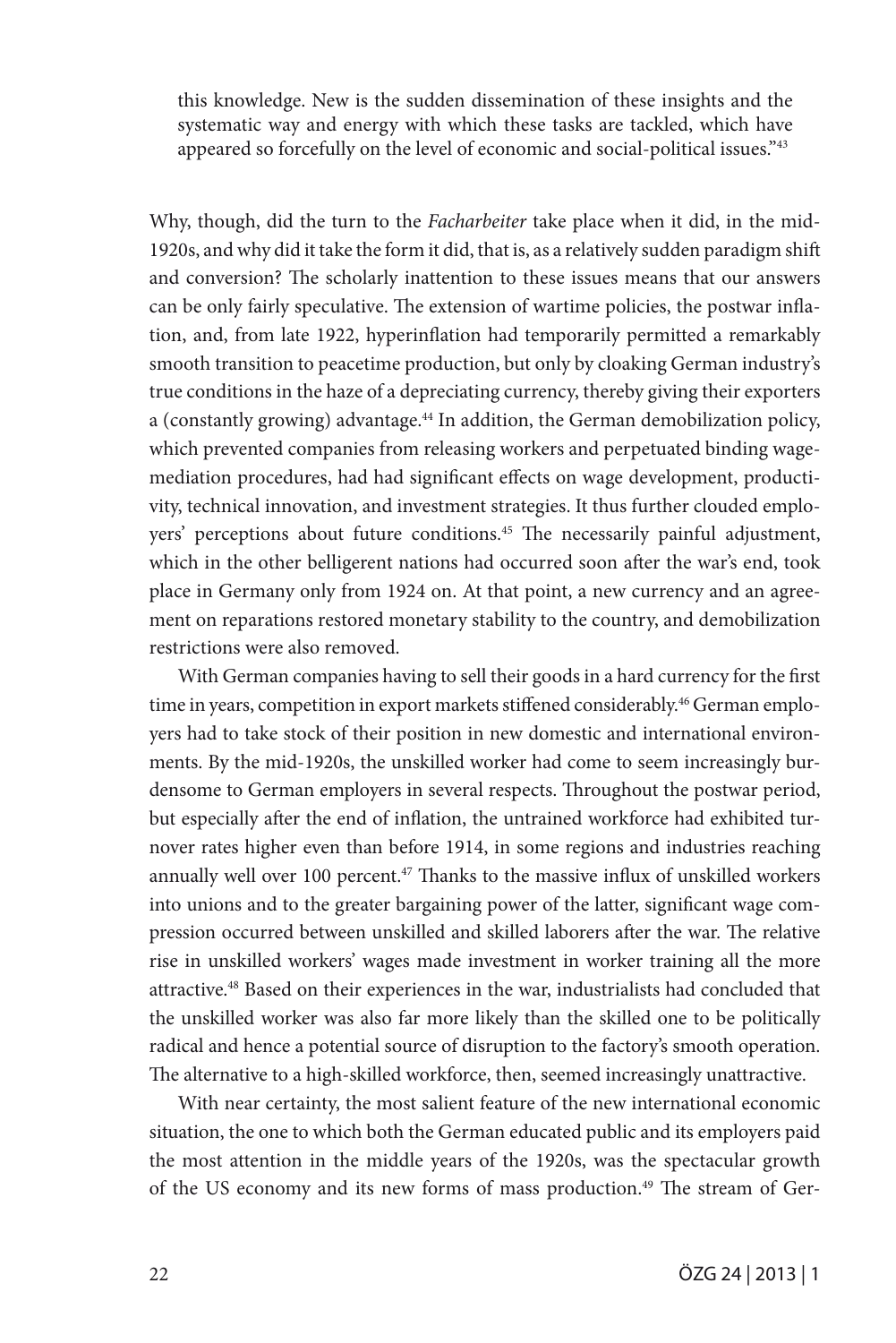> this knowledge. New is the sudden dissemination of these insights and the systematic way and energy with which these tasks are tackled, which have appeared so forcefully on the level of economic and social-political issues."[43]

Why, though, did the turn to the *Facharbeiter* take place when it did, in the mid-1920s, and why did it take the form it did, that is, as a relatively sudden paradigm shift and conversion? The scholarly inattention to these issues means that our answers can be only fairly speculative. The extension of wartime policies, the postwar inflation, and, from late 1922, hyperinflation had temporarily permitted a remarkably smooth transition to peacetime production, but only by cloaking German industry's true conditions in the haze of a depreciating currency, thereby giving their exporters a (constantly growing) advantage.[44] In addition, the German demobilization policy, which prevented companies from releasing workers and perpetuated binding wage-mediation procedures, had had significant effects on wage development, productivity, technical innovation, and investment strategies. It thus further clouded employers' perceptions about future conditions.[45] The necessarily painful adjustment, which in the other belligerent nations had occurred soon after the war's end, took place in Germany only from 1924 on. At that point, a new currency and an agreement on reparations restored monetary stability to the country, and demobilization restrictions were also removed.

With German companies having to sell their goods in a hard currency for the first time in years, competition in export markets stiffened considerably.[46] German employers had to take stock of their position in new domestic and international environments. By the mid-1920s, the unskilled worker had come to seem increasingly burdensome to German employers in several respects. Throughout the postwar period, but especially after the end of inflation, the untrained workforce had exhibited turnover rates higher even than before 1914, in some regions and industries reaching annually well over 100 percent.[47] Thanks to the massive influx of unskilled workers into unions and to the greater bargaining power of the latter, significant wage compression occurred between unskilled and skilled laborers after the war. The relative rise in unskilled workers' wages made investment in worker training all the more attractive.[48] Based on their experiences in the war, industrialists had concluded that the unskilled worker was also far more likely than the skilled one to be politically radical and hence a potential source of disruption to the factory's smooth operation. The alternative to a high-skilled workforce, then, seemed increasingly unattractive.

With near certainty, the most salient feature of the new international economic situation, the one to which both the German educated public and its employers paid the most attention in the middle years of the 1920s, was the spectacular growth of the US economy and its new forms of mass production.[49] The stream of Ger-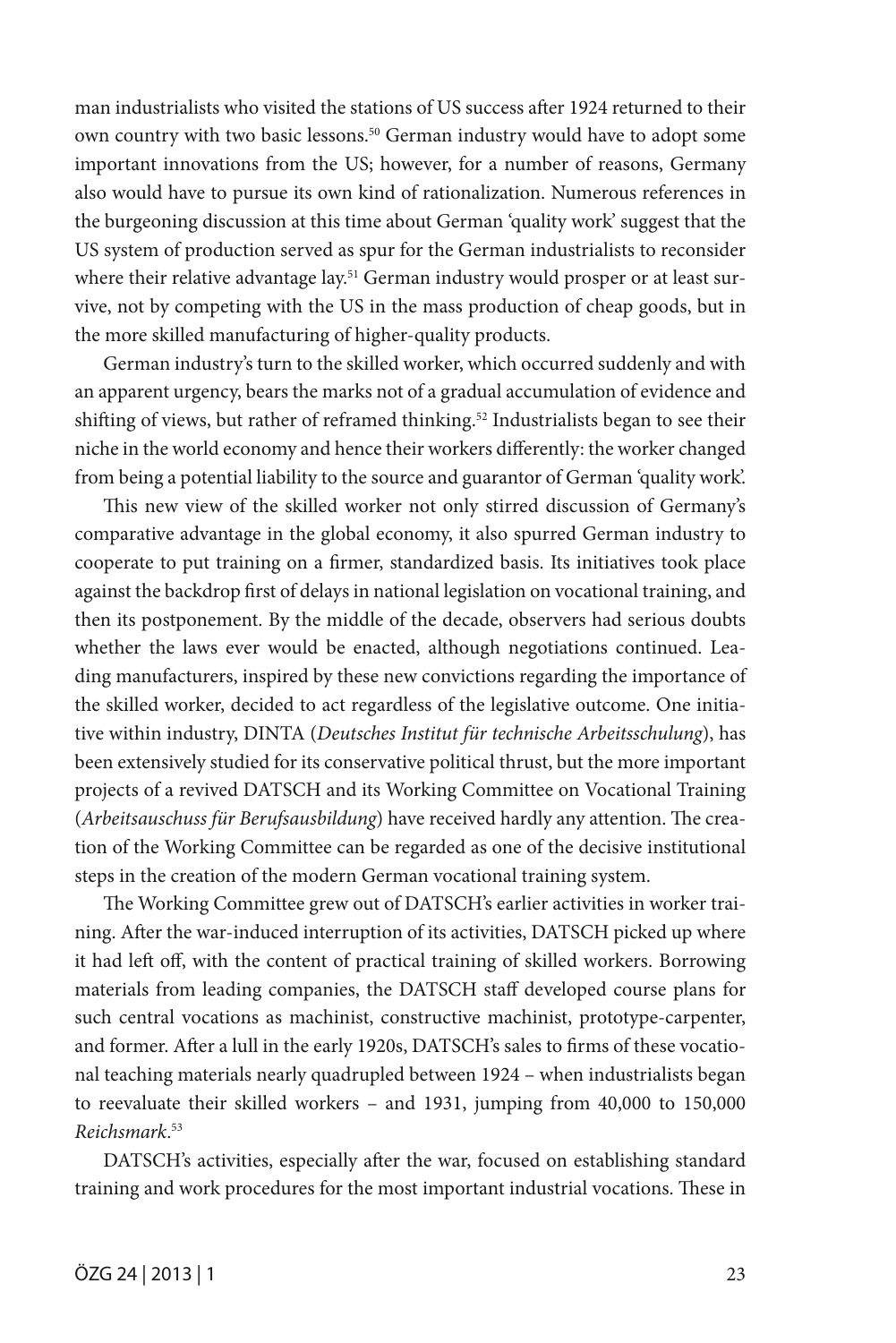man industrialists who visited the stations of US success after 1924 returned to their own country with two basic lessons.[50] German industry would have to adopt some important innovations from the US; however, for a number of reasons, Germany also would have to pursue its own kind of rationalization. Numerous references in the burgeoning discussion at this time about German 'quality work' suggest that the US system of production served as spur for the German industrialists to reconsider where their relative advantage lay.[51] German industry would prosper or at least survive, not by competing with the US in the mass production of cheap goods, but in the more skilled manufacturing of higher-quality products.

German industry's turn to the skilled worker, which occurred suddenly and with an apparent urgency, bears the marks not of a gradual accumulation of evidence and shifting of views, but rather of reframed thinking.[52] Industrialists began to see their niche in the world economy and hence their workers differently: the worker changed from being a potential liability to the source and guarantor of German 'quality work'.

This new view of the skilled worker not only stirred discussion of Germany's comparative advantage in the global economy, it also spurred German industry to cooperate to put training on a firmer, standardized basis. Its initiatives took place against the backdrop first of delays in national legislation on vocational training, and then its postponement. By the middle of the decade, observers had serious doubts whether the laws ever would be enacted, although negotiations continued. Leading manufacturers, inspired by these new convictions regarding the importance of the skilled worker, decided to act regardless of the legislative outcome. One initiative within industry, DINTA (*Deutsches Institut für technische Arbeitsschulung*), has been extensively studied for its conservative political thrust, but the more important projects of a revived DATSCH and its Working Committee on Vocational Training (*Arbeitsauschuss für Berufsausbildung*) have received hardly any attention. The creation of the Working Committee can be regarded as one of the decisive institutional steps in the creation of the modern German vocational training system.

The Working Committee grew out of DATSCH's earlier activities in worker training. After the war-induced interruption of its activities, DATSCH picked up where it had left off, with the content of practical training of skilled workers. Borrowing materials from leading companies, the DATSCH staff developed course plans for such central vocations as machinist, constructive machinist, prototype-carpenter, and former. After a lull in the early 1920s, DATSCH's sales to firms of these vocational teaching materials nearly quadrupled between 1924 – when industrialists began to reevaluate their skilled workers – and 1931, jumping from 40,000 to 150,000 *Reichsmark*.[53]

DATSCH's activities, especially after the war, focused on establishing standard training and work procedures for the most important industrial vocations. These in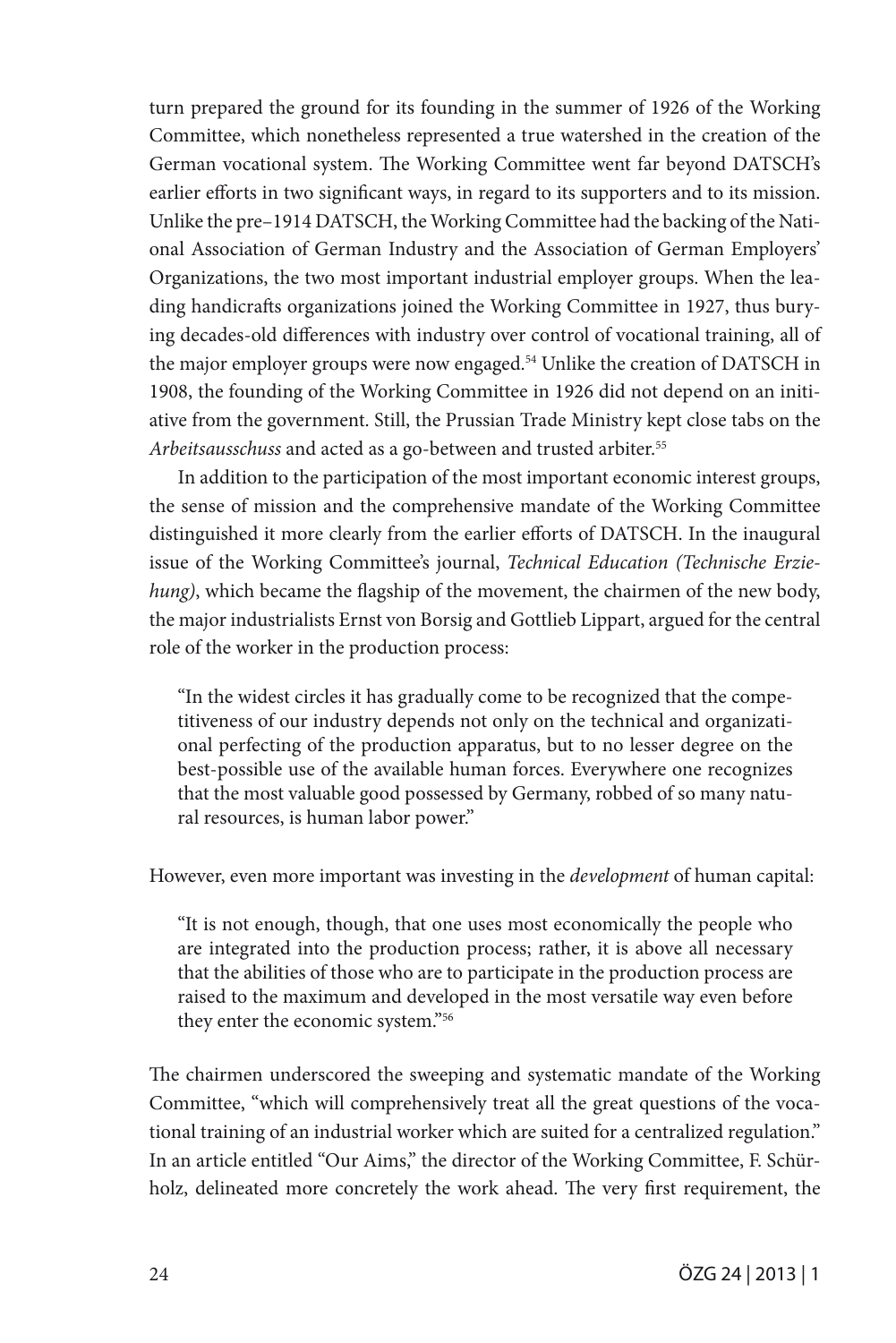turn prepared the ground for its founding in the summer of 1926 of the Working Committee, which nonetheless represented a true watershed in the creation of the German vocational system. The Working Committee went far beyond DATSCH's earlier efforts in two significant ways, in regard to its supporters and to its mission. Unlike the pre–1914 DATSCH, the Working Committee had the backing of the National Association of German Industry and the Association of German Employers' Organizations, the two most important industrial employer groups. When the leading handicrafts organizations joined the Working Committee in 1927, thus burying decades-old differences with industry over control of vocational training, all of the major employer groups were now engaged.[54] Unlike the creation of DATSCH in 1908, the founding of the Working Committee in 1926 did not depend on an initiative from the government. Still, the Prussian Trade Ministry kept close tabs on the *Arbeitsausschuss* and acted as a go-between and trusted arbiter.[55]

In addition to the participation of the most important economic interest groups, the sense of mission and the comprehensive mandate of the Working Committee distinguished it more clearly from the earlier efforts of DATSCH. In the inaugural issue of the Working Committee's journal, *Technical Education (Technische Erziehung)*, which became the flagship of the movement, the chairmen of the new body, the major industrialists Ernst von Borsig and Gottlieb Lippart, argued for the central role of the worker in the production process:

> "In the widest circles it has gradually come to be recognized that the competitiveness of our industry depends not only on the technical and organizational perfecting of the production apparatus, but to no lesser degree on the best-possible use of the available human forces. Everywhere one recognizes that the most valuable good possessed by Germany, robbed of so many natural resources, is human labor power."

However, even more important was investing in the *development* of human capital:

> "It is not enough, though, that one uses most economically the people who are integrated into the production process; rather, it is above all necessary that the abilities of those who are to participate in the production process are raised to the maximum and developed in the most versatile way even before they enter the economic system."[56]

The chairmen underscored the sweeping and systematic mandate of the Working Committee, "which will comprehensively treat all the great questions of the vocational training of an industrial worker which are suited for a centralized regulation." In an article entitled "Our Aims," the director of the Working Committee, F. Schürholz, delineated more concretely the work ahead. The very first requirement, the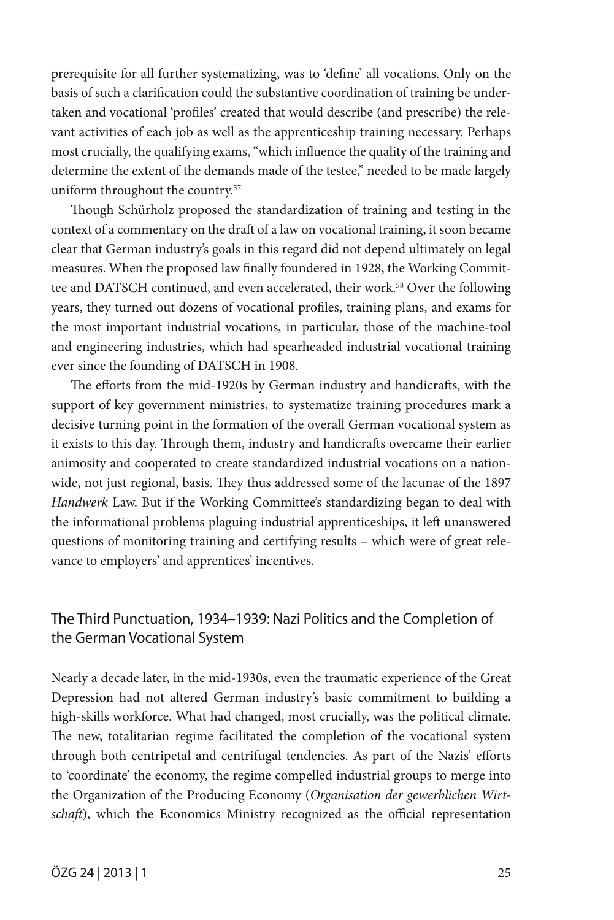prerequisite for all further systematizing, was to 'define' all vocations. Only on the basis of such a clarification could the substantive coordination of training be undertaken and vocational 'profiles' created that would describe (and prescribe) the relevant activities of each job as well as the apprenticeship training necessary. Perhaps most crucially, the qualifying exams, "which influence the quality of the training and determine the extent of the demands made of the testee," needed to be made largely uniform throughout the country.[57]

Though Schürholz proposed the standardization of training and testing in the context of a commentary on the draft of a law on vocational training, it soon became clear that German industry's goals in this regard did not depend ultimately on legal measures. When the proposed law finally foundered in 1928, the Working Committee and DATSCH continued, and even accelerated, their work.[58] Over the following years, they turned out dozens of vocational profiles, training plans, and exams for the most important industrial vocations, in particular, those of the machine-tool and engineering industries, which had spearheaded industrial vocational training ever since the founding of DATSCH in 1908.

The efforts from the mid-1920s by German industry and handicrafts, with the support of key government ministries, to systematize training procedures mark a decisive turning point in the formation of the overall German vocational system as it exists to this day. Through them, industry and handicrafts overcame their earlier animosity and cooperated to create standardized industrial vocations on a nationwide, not just regional, basis. They thus addressed some of the lacunae of the 1897 *Handwerk* Law. But if the Working Committee's standardizing began to deal with the informational problems plaguing industrial apprenticeships, it left unanswered questions of monitoring training and certifying results – which were of great relevance to employers' and apprentices' incentives.

## The Third Punctuation, 1934–1939: Nazi Politics and the Completion of the German Vocational System

Nearly a decade later, in the mid-1930s, even the traumatic experience of the Great Depression had not altered German industry's basic commitment to building a high-skills workforce. What had changed, most crucially, was the political climate. The new, totalitarian regime facilitated the completion of the vocational system through both centripetal and centrifugal tendencies. As part of the Nazis' efforts to 'coordinate' the economy, the regime compelled industrial groups to merge into the Organization of the Producing Economy (*Organisation der gewerblichen Wirtschaft*), which the Economics Ministry recognized as the official representation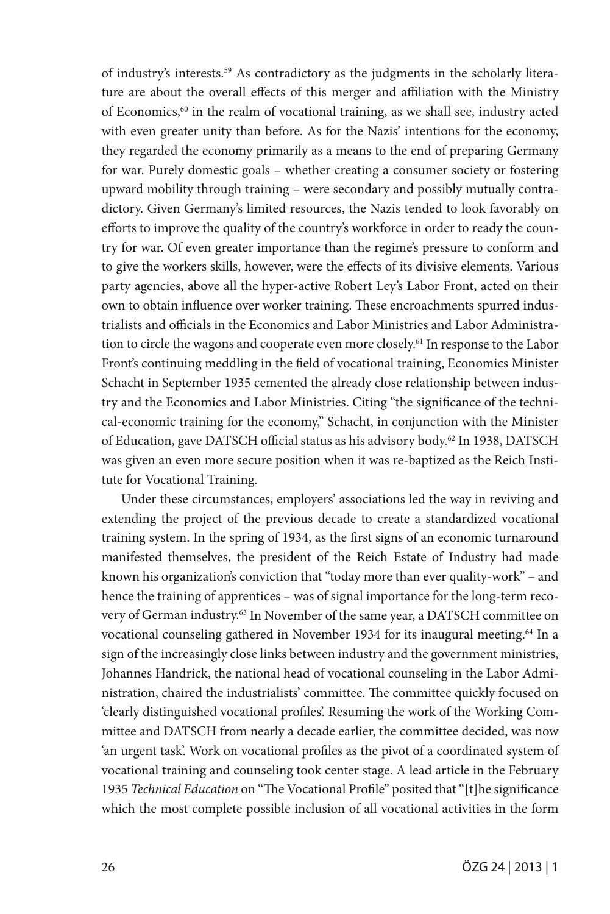of industry's interests.[59] As contradictory as the judgments in the scholarly literature are about the overall effects of this merger and affiliation with the Ministry of Economics,[60] in the realm of vocational training, as we shall see, industry acted with even greater unity than before. As for the Nazis' intentions for the economy, they regarded the economy primarily as a means to the end of preparing Germany for war. Purely domestic goals – whether creating a consumer society or fostering upward mobility through training – were secondary and possibly mutually contradictory. Given Germany's limited resources, the Nazis tended to look favorably on efforts to improve the quality of the country's workforce in order to ready the country for war. Of even greater importance than the regime's pressure to conform and to give the workers skills, however, were the effects of its divisive elements. Various party agencies, above all the hyper-active Robert Ley's Labor Front, acted on their own to obtain influence over worker training. These encroachments spurred industrialists and officials in the Economics and Labor Ministries and Labor Administration to circle the wagons and cooperate even more closely.[61] In response to the Labor Front's continuing meddling in the field of vocational training, Economics Minister Schacht in September 1935 cemented the already close relationship between industry and the Economics and Labor Ministries. Citing "the significance of the technical-economic training for the economy," Schacht, in conjunction with the Minister of Education, gave DATSCH official status as his advisory body.[62] In 1938, DATSCH was given an even more secure position when it was re-baptized as the Reich Institute for Vocational Training.

Under these circumstances, employers' associations led the way in reviving and extending the project of the previous decade to create a standardized vocational training system. In the spring of 1934, as the first signs of an economic turnaround manifested themselves, the president of the Reich Estate of Industry had made known his organization's conviction that "today more than ever quality-work" – and hence the training of apprentices – was of signal importance for the long-term recovery of German industry.[63] In November of the same year, a DATSCH committee on vocational counseling gathered in November 1934 for its inaugural meeting.[64] In a sign of the increasingly close links between industry and the government ministries, Johannes Handrick, the national head of vocational counseling in the Labor Administration, chaired the industrialists' committee. The committee quickly focused on 'clearly distinguished vocational profiles'. Resuming the work of the Working Committee and DATSCH from nearly a decade earlier, the committee decided, was now 'an urgent task'. Work on vocational profiles as the pivot of a coordinated system of vocational training and counseling took center stage. A lead article in the February 1935 *Technical Education* on "The Vocational Profile" posited that "[t]he significance which the most complete possible inclusion of all vocational activities in the form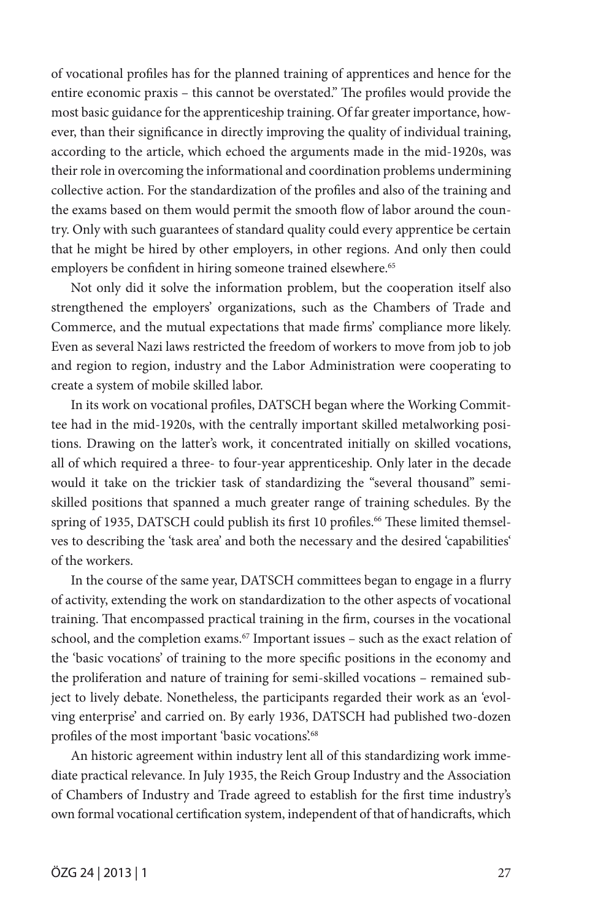of vocational profiles has for the planned training of apprentices and hence for the entire economic praxis – this cannot be overstated." The profiles would provide the most basic guidance for the apprenticeship training. Of far greater importance, however, than their significance in directly improving the quality of individual training, according to the article, which echoed the arguments made in the mid-1920s, was their role in overcoming the informational and coordination problems undermining collective action. For the standardization of the profiles and also of the training and the exams based on them would permit the smooth flow of labor around the country. Only with such guarantees of standard quality could every apprentice be certain that he might be hired by other employers, in other regions. And only then could employers be confident in hiring someone trained elsewhere.[65]

Not only did it solve the information problem, but the cooperation itself also strengthened the employers' organizations, such as the Chambers of Trade and Commerce, and the mutual expectations that made firms' compliance more likely. Even as several Nazi laws restricted the freedom of workers to move from job to job and region to region, industry and the Labor Administration were cooperating to create a system of mobile skilled labor.

In its work on vocational profiles, DATSCH began where the Working Committee had in the mid-1920s, with the centrally important skilled metalworking positions. Drawing on the latter's work, it concentrated initially on skilled vocations, all of which required a three- to four-year apprenticeship. Only later in the decade would it take on the trickier task of standardizing the "several thousand" semi-skilled positions that spanned a much greater range of training schedules. By the spring of 1935, DATSCH could publish its first 10 profiles.[66] These limited themselves to describing the 'task area' and both the necessary and the desired 'capabilities' of the workers.

In the course of the same year, DATSCH committees began to engage in a flurry of activity, extending the work on standardization to the other aspects of vocational training. That encompassed practical training in the firm, courses in the vocational school, and the completion exams.[67] Important issues – such as the exact relation of the 'basic vocations' of training to the more specific positions in the economy and the proliferation and nature of training for semi-skilled vocations – remained subject to lively debate. Nonetheless, the participants regarded their work as an 'evolving enterprise' and carried on. By early 1936, DATSCH had published two-dozen profiles of the most important 'basic vocations'.[68]

An historic agreement within industry lent all of this standardizing work immediate practical relevance. In July 1935, the Reich Group Industry and the Association of Chambers of Industry and Trade agreed to establish for the first time industry's own formal vocational certification system, independent of that of handicrafts, which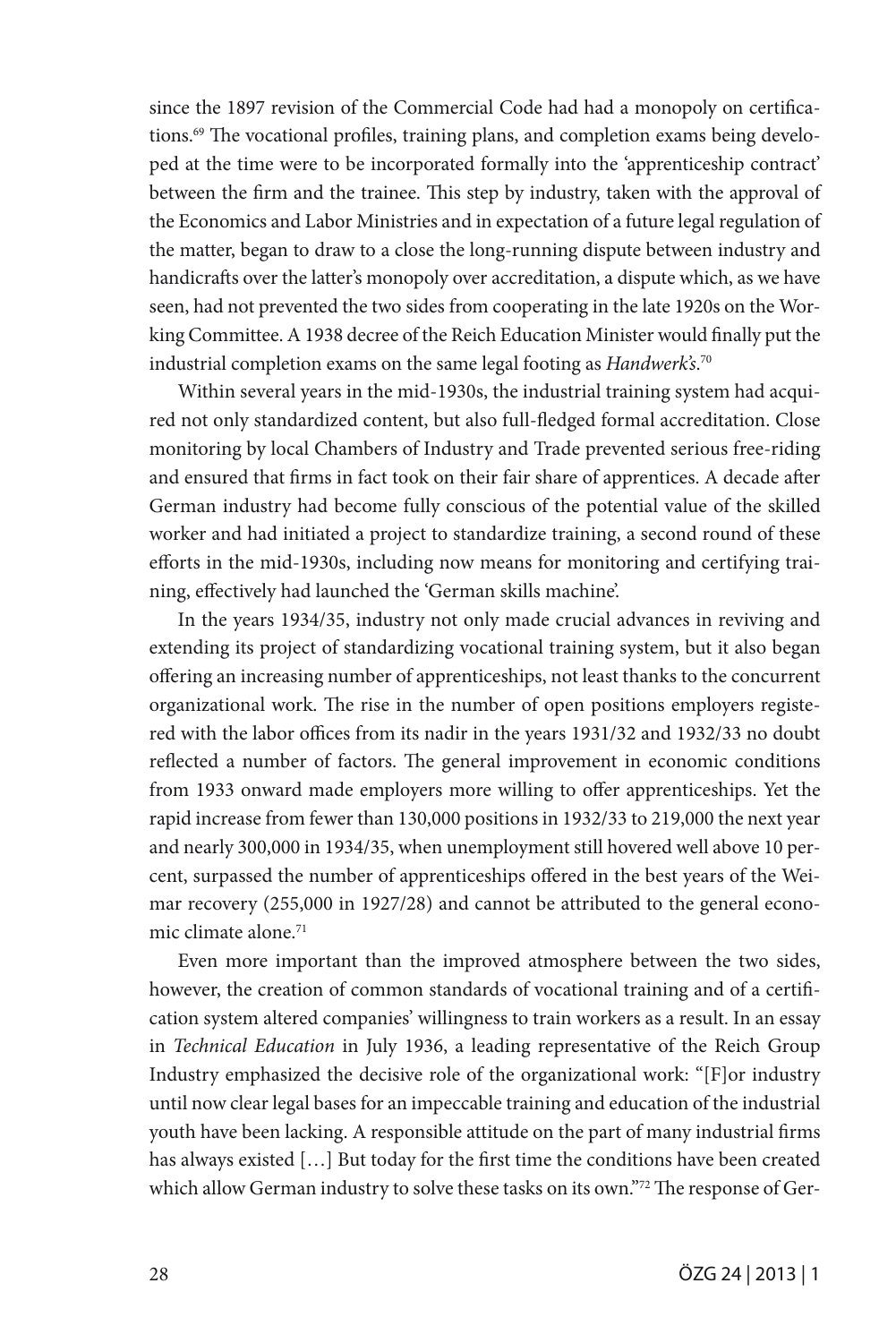since the 1897 revision of the Commercial Code had had a monopoly on certifications.[69] The vocational profiles, training plans, and completion exams being developed at the time were to be incorporated formally into the 'apprenticeship contract' between the firm and the trainee. This step by industry, taken with the approval of the Economics and Labor Ministries and in expectation of a future legal regulation of the matter, began to draw to a close the long-running dispute between industry and handicrafts over the latter's monopoly over accreditation, a dispute which, as we have seen, had not prevented the two sides from cooperating in the late 1920s on the Working Committee. A 1938 decree of the Reich Education Minister would finally put the industrial completion exams on the same legal footing as *Handwerk's*.[70]

Within several years in the mid-1930s, the industrial training system had acquired not only standardized content, but also full-fledged formal accreditation. Close monitoring by local Chambers of Industry and Trade prevented serious free-riding and ensured that firms in fact took on their fair share of apprentices. A decade after German industry had become fully conscious of the potential value of the skilled worker and had initiated a project to standardize training, a second round of these efforts in the mid-1930s, including now means for monitoring and certifying training, effectively had launched the 'German skills machine'.

In the years 1934/35, industry not only made crucial advances in reviving and extending its project of standardizing vocational training system, but it also began offering an increasing number of apprenticeships, not least thanks to the concurrent organizational work. The rise in the number of open positions employers registered with the labor offices from its nadir in the years 1931/32 and 1932/33 no doubt reflected a number of factors. The general improvement in economic conditions from 1933 onward made employers more willing to offer apprenticeships. Yet the rapid increase from fewer than 130,000 positions in 1932/33 to 219,000 the next year and nearly 300,000 in 1934/35, when unemployment still hovered well above 10 percent, surpassed the number of apprenticeships offered in the best years of the Weimar recovery (255,000 in 1927/28) and cannot be attributed to the general economic climate alone.[71]

Even more important than the improved atmosphere between the two sides, however, the creation of common standards of vocational training and of a certification system altered companies' willingness to train workers as a result. In an essay in *Technical Education* in July 1936, a leading representative of the Reich Group Industry emphasized the decisive role of the organizational work: "[F]or industry until now clear legal bases for an impeccable training and education of the industrial youth have been lacking. A responsible attitude on the part of many industrial firms has always existed […] But today for the first time the conditions have been created which allow German industry to solve these tasks on its own."[72] The response of Ger-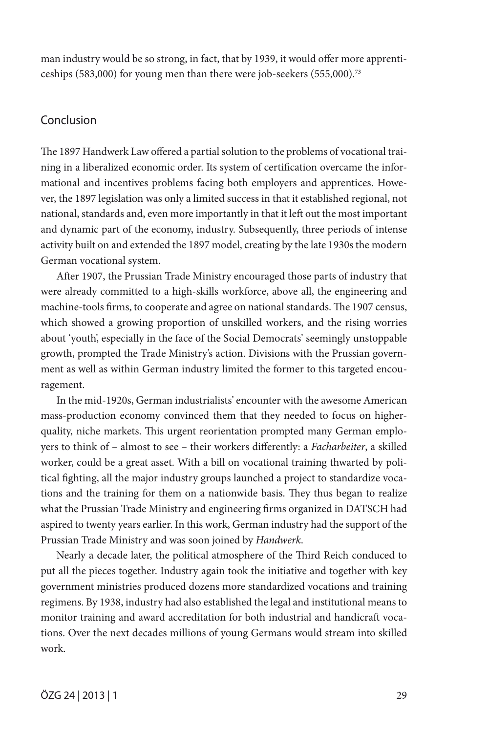man industry would be so strong, in fact, that by 1939, it would offer more apprenticeships (583,000) for young men than there were job-seekers (555,000).[73]

## Conclusion

The 1897 Handwerk Law offered a partial solution to the problems of vocational training in a liberalized economic order. Its system of certification overcame the informational and incentives problems facing both employers and apprentices. However, the 1897 legislation was only a limited success in that it established regional, not national, standards and, even more importantly in that it left out the most important and dynamic part of the economy, industry. Subsequently, three periods of intense activity built on and extended the 1897 model, creating by the late 1930s the modern German vocational system.

After 1907, the Prussian Trade Ministry encouraged those parts of industry that were already committed to a high-skills workforce, above all, the engineering and machine-tools firms, to cooperate and agree on national standards. The 1907 census, which showed a growing proportion of unskilled workers, and the rising worries about 'youth', especially in the face of the Social Democrats' seemingly unstoppable growth, prompted the Trade Ministry's action. Divisions with the Prussian government as well as within German industry limited the former to this targeted encouragement.

In the mid-1920s, German industrialists' encounter with the awesome American mass-production economy convinced them that they needed to focus on higher-quality, niche markets. This urgent reorientation prompted many German employers to think of – almost to see – their workers differently: a *Facharbeiter*, a skilled worker, could be a great asset. With a bill on vocational training thwarted by political fighting, all the major industry groups launched a project to standardize vocations and the training for them on a nationwide basis. They thus began to realize what the Prussian Trade Ministry and engineering firms organized in DATSCH had aspired to twenty years earlier. In this work, German industry had the support of the Prussian Trade Ministry and was soon joined by *Handwerk*.

Nearly a decade later, the political atmosphere of the Third Reich conduced to put all the pieces together. Industry again took the initiative and together with key government ministries produced dozens more standardized vocations and training regimens. By 1938, industry had also established the legal and institutional means to monitor training and award accreditation for both industrial and handicraft vocations. Over the next decades millions of young Germans would stream into skilled work.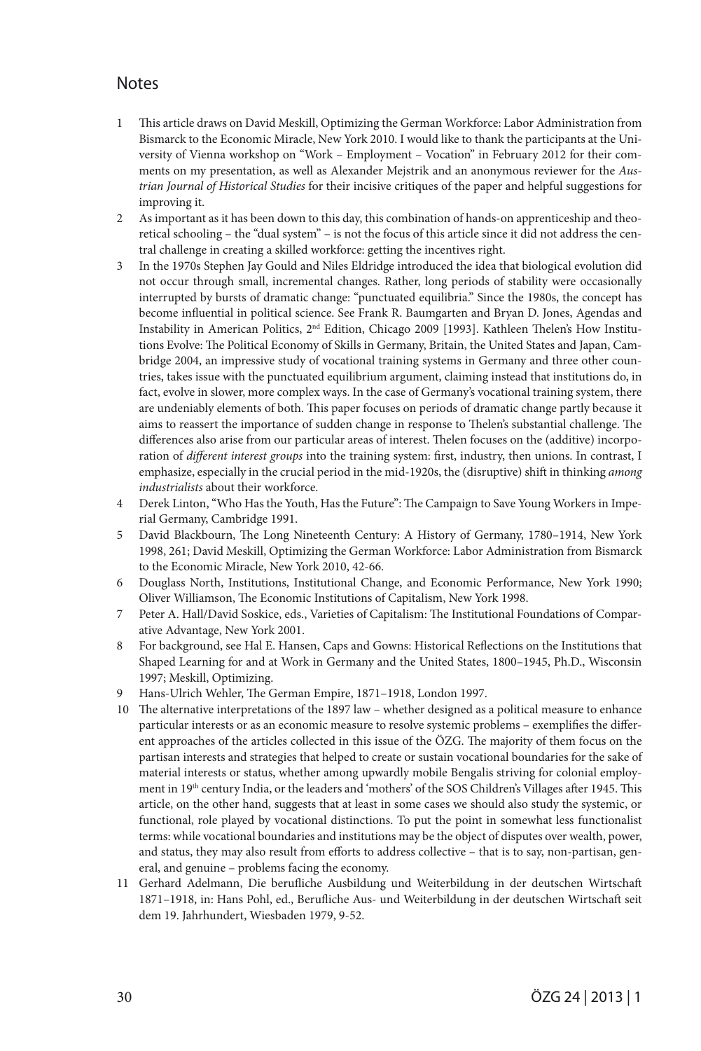## Notes

1. This article draws on David Meskill, Optimizing the German Workforce: Labor Administration from Bismarck to the Economic Miracle, New York 2010. I would like to thank the participants at the University of Vienna workshop on "Work – Employment – Vocation" in February 2012 for their comments on my presentation, as well as Alexander Mejstrik and an anonymous reviewer for the *Austrian Journal of Historical Studies* for their incisive critiques of the paper and helpful suggestions for improving it.
2. As important as it has been down to this day, this combination of hands-on apprenticeship and theoretical schooling – the "dual system" – is not the focus of this article since it did not address the central challenge in creating a skilled workforce: getting the incentives right.
3. In the 1970s Stephen Jay Gould and Niles Eldridge introduced the idea that biological evolution did not occur through small, incremental changes. Rather, long periods of stability were occasionally interrupted by bursts of dramatic change: "punctuated equilibria." Since the 1980s, the concept has become influential in political science. See Frank R. Baumgarten and Bryan D. Jones, Agendas and Instability in American Politics, 2nd Edition, Chicago 2009 [1993]. Kathleen Thelen's How Institutions Evolve: The Political Economy of Skills in Germany, Britain, the United States and Japan, Cambridge 2004, an impressive study of vocational training systems in Germany and three other countries, takes issue with the punctuated equilibrium argument, claiming instead that institutions do, in fact, evolve in slower, more complex ways. In the case of Germany's vocational training system, there are undeniably elements of both. This paper focuses on periods of dramatic change partly because it aims to reassert the importance of sudden change in response to Thelen's substantial challenge. The differences also arise from our particular areas of interest. Thelen focuses on the (additive) incorporation of *different interest groups* into the training system: first, industry, then unions. In contrast, I emphasize, especially in the crucial period in the mid-1920s, the (disruptive) shift in thinking *among industrialists* about their workforce.
4. Derek Linton, "Who Has the Youth, Has the Future": The Campaign to Save Young Workers in Imperial Germany, Cambridge 1991.
5. David Blackbourn, The Long Nineteenth Century: A History of Germany, 1780–1914, New York 1998, 261; David Meskill, Optimizing the German Workforce: Labor Administration from Bismarck to the Economic Miracle, New York 2010, 42-66.
6. Douglass North, Institutions, Institutional Change, and Economic Performance, New York 1990; Oliver Williamson, The Economic Institutions of Capitalism, New York 1998.
7. Peter A. Hall/David Soskice, eds., Varieties of Capitalism: The Institutional Foundations of Comparative Advantage, New York 2001.
8. For background, see Hal E. Hansen, Caps and Gowns: Historical Reflections on the Institutions that Shaped Learning for and at Work in Germany and the United States, 1800–1945, Ph.D., Wisconsin 1997; Meskill, Optimizing.
9. Hans-Ulrich Wehler, The German Empire, 1871–1918, London 1997.
10. The alternative interpretations of the 1897 law – whether designed as a political measure to enhance particular interests or as an economic measure to resolve systemic problems – exemplifies the different approaches of the articles collected in this issue of the ÖZG. The majority of them focus on the partisan interests and strategies that helped to create or sustain vocational boundaries for the sake of material interests or status, whether among upwardly mobile Bengalis striving for colonial employment in 19th century India, or the leaders and 'mothers' of the SOS Children's Villages after 1945. This article, on the other hand, suggests that at least in some cases we should also study the systemic, or functional, role played by vocational distinctions. To put the point in somewhat less functionalist terms: while vocational boundaries and institutions may be the object of disputes over wealth, power, and status, they may also result from efforts to address collective – that is to say, non-partisan, general, and genuine – problems facing the economy.
11. Gerhard Adelmann, Die berufliche Ausbildung und Weiterbildung in der deutschen Wirtschaft 1871–1918, in: Hans Pohl, ed., Berufliche Aus- und Weiterbildung in der deutschen Wirtschaft seit dem 19. Jahrhundert, Wiesbaden 1979, 9-52.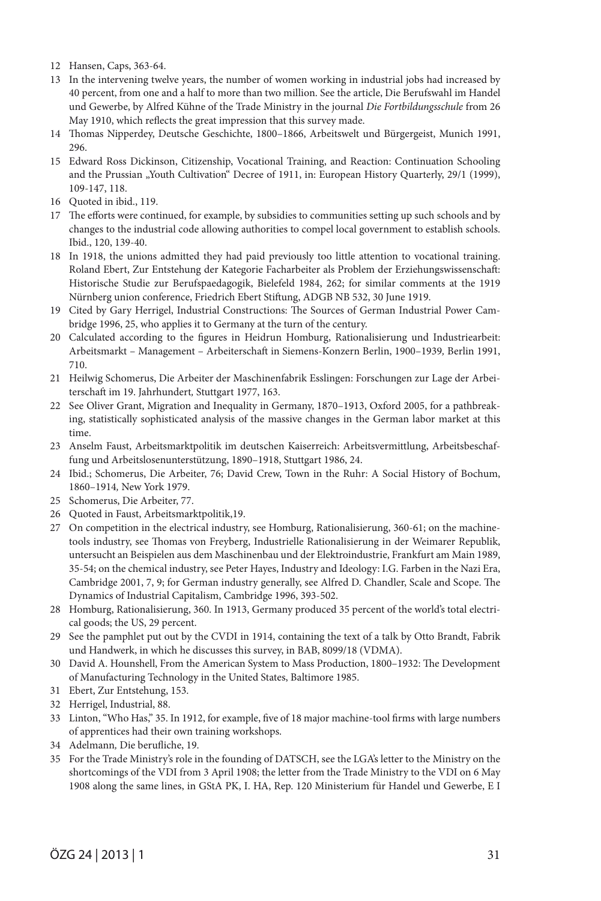12 Hansen, Caps, 363-64.

13 In the intervening twelve years, the number of women working in industrial jobs had increased by 40 percent, from one and a half to more than two million. See the article, Die Berufswahl im Handel und Gewerbe, by Alfred Kühne of the Trade Ministry in the journal *Die Fortbildungsschule* from 26 May 1910, which reflects the great impression that this survey made.

14 Thomas Nipperdey, Deutsche Geschichte, 1800–1866, Arbeitswelt und Bürgergeist, Munich 1991, 296.

15 Edward Ross Dickinson, Citizenship, Vocational Training, and Reaction: Continuation Schooling and the Prussian „Youth Cultivation" Decree of 1911, in: European History Quarterly, 29/1 (1999), 109-147, 118.

16 Quoted in ibid., 119.

17 The efforts were continued, for example, by subsidies to communities setting up such schools and by changes to the industrial code allowing authorities to compel local government to establish schools. Ibid., 120, 139-40.

18 In 1918, the unions admitted they had paid previously too little attention to vocational training. Roland Ebert, Zur Entstehung der Kategorie Facharbeiter als Problem der Erziehungswissenschaft: Historische Studie zur Berufspaedagogik, Bielefeld 1984, 262; for similar comments at the 1919 Nürnberg union conference, Friedrich Ebert Stiftung, ADGB NB 532, 30 June 1919.

19 Cited by Gary Herrigel, Industrial Constructions: The Sources of German Industrial Power Cambridge 1996, 25, who applies it to Germany at the turn of the century.

20 Calculated according to the figures in Heidrun Homburg, Rationalisierung und Industriearbeit: Arbeitsmarkt – Management – Arbeiterschaft in Siemens-Konzern Berlin, 1900–1939*,* Berlin 1991, 710.

21 Heilwig Schomerus, Die Arbeiter der Maschinenfabrik Esslingen: Forschungen zur Lage der Arbeiterschaft im 19. Jahrhundert*,* Stuttgart 1977, 163.

22 See Oliver Grant, Migration and Inequality in Germany, 1870–1913, Oxford 2005, for a pathbreaking, statistically sophisticated analysis of the massive changes in the German labor market at this time.

23 Anselm Faust, Arbeitsmarktpolitik im deutschen Kaiserreich: Arbeitsvermittlung, Arbeitsbeschaffung und Arbeitslosenunterstützung, 1890–1918, Stuttgart 1986, 24.

24 Ibid.; Schomerus, Die Arbeiter, 76; David Crew, Town in the Ruhr: A Social History of Bochum, 1860–1914*,* New York 1979.

25 Schomerus, Die Arbeiter, 77.

26 Quoted in Faust, Arbeitsmarktpolitik,19.

27 On competition in the electrical industry, see Homburg, Rationalisierung, 360-61; on the machine-tools industry, see Thomas von Freyberg, Industrielle Rationalisierung in der Weimarer Republik, untersucht an Beispielen aus dem Maschinenbau und der Elektroindustrie, Frankfurt am Main 1989, 35-54; on the chemical industry, see Peter Hayes, Industry and Ideology: I.G. Farben in the Nazi Era, Cambridge 2001, 7, 9; for German industry generally, see Alfred D. Chandler, Scale and Scope. The Dynamics of Industrial Capitalism, Cambridge 1996, 393-502.

28 Homburg, Rationalisierung, 360. In 1913, Germany produced 35 percent of the world's total electrical goods; the US, 29 percent.

29 See the pamphlet put out by the CVDI in 1914, containing the text of a talk by Otto Brandt, Fabrik und Handwerk, in which he discusses this survey, in BAB, 8099/18 (VDMA).

30 David A. Hounshell, From the American System to Mass Production, 1800–1932: The Development of Manufacturing Technology in the United States, Baltimore 1985.

31 Ebert, Zur Entstehung, 153.

32 Herrigel, Industrial, 88.

33 Linton, "Who Has," 35. In 1912, for example, five of 18 major machine-tool firms with large numbers of apprentices had their own training workshops.

34 Adelmann*,* Die berufliche, 19.

35 For the Trade Ministry's role in the founding of DATSCH, see the LGA's letter to the Ministry on the shortcomings of the VDI from 3 April 1908; the letter from the Trade Ministry to the VDI on 6 May 1908 along the same lines, in GStA PK, I. HA, Rep. 120 Ministerium für Handel und Gewerbe, E I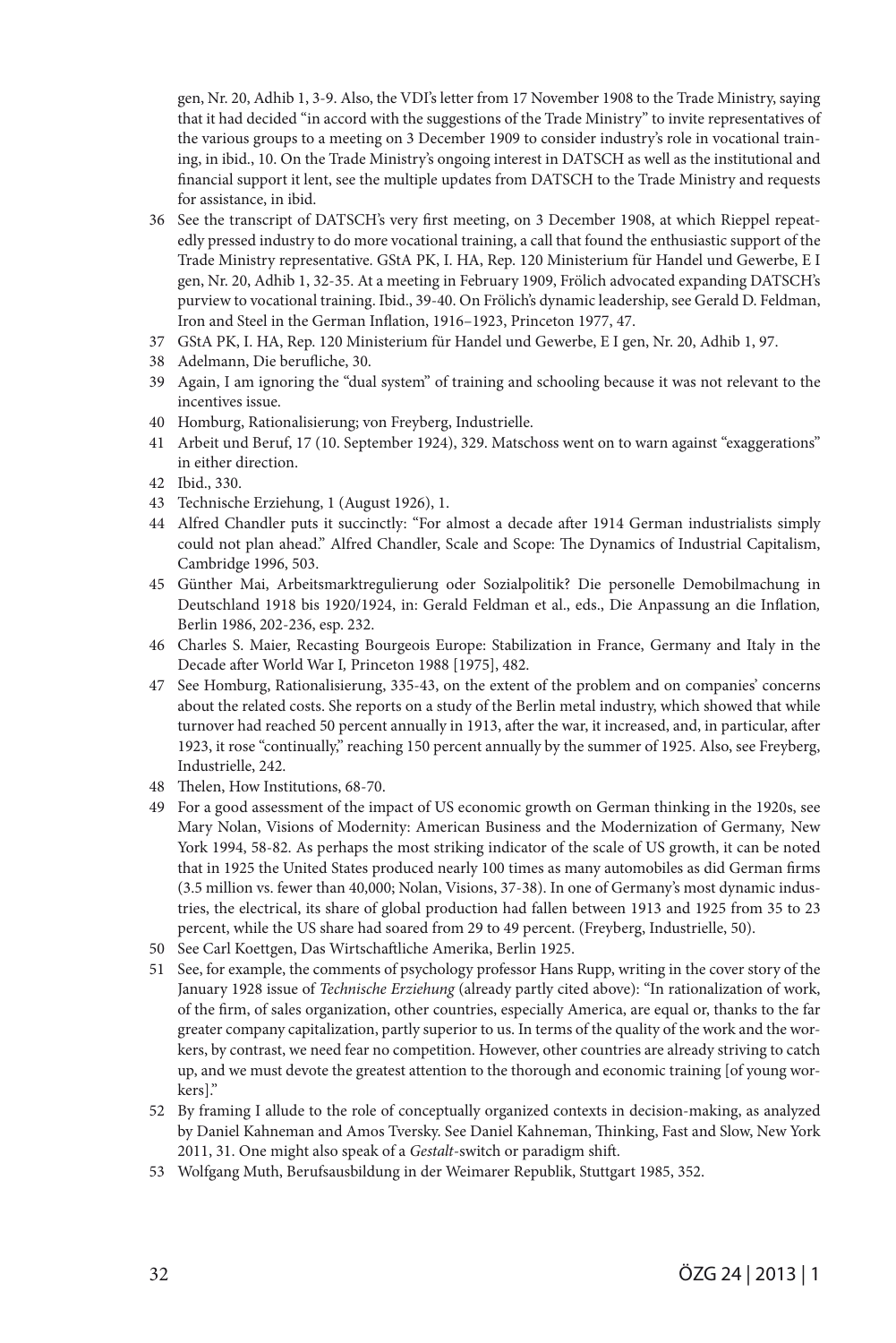gen, Nr. 20, Adhib 1, 3-9. Also, the VDI's letter from 17 November 1908 to the Trade Ministry, saying that it had decided "in accord with the suggestions of the Trade Ministry" to invite representatives of the various groups to a meeting on 3 December 1909 to consider industry's role in vocational training, in ibid., 10. On the Trade Ministry's ongoing interest in DATSCH as well as the institutional and financial support it lent, see the multiple updates from DATSCH to the Trade Ministry and requests for assistance, in ibid.

36 See the transcript of DATSCH's very first meeting, on 3 December 1908, at which Rieppel repeatedly pressed industry to do more vocational training, a call that found the enthusiastic support of the Trade Ministry representative. GStA PK, I. HA, Rep. 120 Ministerium für Handel und Gewerbe, E I gen, Nr. 20, Adhib 1, 32-35. At a meeting in February 1909, Frölich advocated expanding DATSCH's purview to vocational training. Ibid., 39-40. On Frölich's dynamic leadership, see Gerald D. Feldman, Iron and Steel in the German Inflation, 1916–1923, Princeton 1977, 47.

37 GStA PK, I. HA, Rep. 120 Ministerium für Handel und Gewerbe, E I gen, Nr. 20, Adhib 1, 97.

38 Adelmann, Die berufliche, 30.

39 Again, I am ignoring the "dual system" of training and schooling because it was not relevant to the incentives issue.

40 Homburg, Rationalisierung; von Freyberg, Industrielle.

41 Arbeit und Beruf, 17 (10. September 1924), 329. Matschoss went on to warn against "exaggerations" in either direction.

42 Ibid., 330.

43 Technische Erziehung, 1 (August 1926), 1.

44 Alfred Chandler puts it succinctly: "For almost a decade after 1914 German industrialists simply could not plan ahead." Alfred Chandler, Scale and Scope: The Dynamics of Industrial Capitalism, Cambridge 1996, 503.

45 Günther Mai, Arbeitsmarktregulierung oder Sozialpolitik? Die personelle Demobilmachung in Deutschland 1918 bis 1920/1924, in: Gerald Feldman et al., eds., Die Anpassung an die Inflation, Berlin 1986, 202-236, esp. 232.

46 Charles S. Maier, Recasting Bourgeois Europe: Stabilization in France, Germany and Italy in the Decade after World War I, Princeton 1988 [1975], 482.

47 See Homburg, Rationalisierung, 335-43, on the extent of the problem and on companies' concerns about the related costs. She reports on a study of the Berlin metal industry, which showed that while turnover had reached 50 percent annually in 1913, after the war, it increased, and, in particular, after 1923, it rose "continually," reaching 150 percent annually by the summer of 1925. Also, see Freyberg, Industrielle, 242.

48 Thelen, How Institutions, 68-70.

49 For a good assessment of the impact of US economic growth on German thinking in the 1920s, see Mary Nolan, Visions of Modernity: American Business and the Modernization of Germany, New York 1994, 58-82. As perhaps the most striking indicator of the scale of US growth, it can be noted that in 1925 the United States produced nearly 100 times as many automobiles as did German firms (3.5 million vs. fewer than 40,000; Nolan, Visions, 37-38). In one of Germany's most dynamic industries, the electrical, its share of global production had fallen between 1913 and 1925 from 35 to 23 percent, while the US share had soared from 29 to 49 percent. (Freyberg, Industrielle, 50).

50 See Carl Koettgen, Das Wirtschaftliche Amerika, Berlin 1925.

51 See, for example, the comments of psychology professor Hans Rupp, writing in the cover story of the January 1928 issue of *Technische Erziehung* (already partly cited above): "In rationalization of work, of the firm, of sales organization, other countries, especially America, are equal or, thanks to the far greater company capitalization, partly superior to us. In terms of the quality of the work and the workers, by contrast, we need fear no competition. However, other countries are already striving to catch up, and we must devote the greatest attention to the thorough and economic training [of young workers]."

52 By framing I allude to the role of conceptually organized contexts in decision-making, as analyzed by Daniel Kahneman and Amos Tversky. See Daniel Kahneman, Thinking, Fast and Slow, New York 2011, 31. One might also speak of a *Gestalt*-switch or paradigm shift.

53 Wolfgang Muth, Berufsausbildung in der Weimarer Republik, Stuttgart 1985, 352.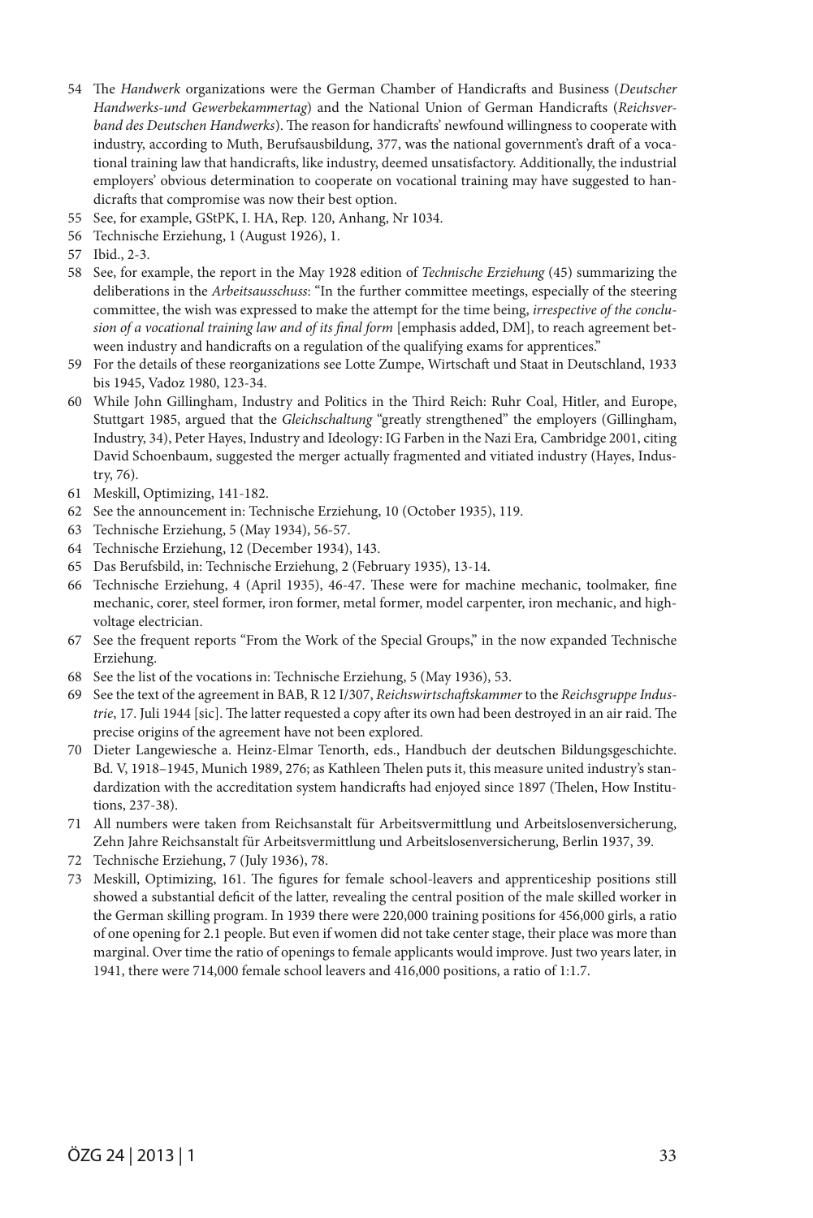54 The *Handwerk* organizations were the German Chamber of Handicrafts and Business (*Deutscher Handwerks-und Gewerbekammertag*) and the National Union of German Handicrafts (*Reichsverband des Deutschen Handwerks*). The reason for handicrafts' newfound willingness to cooperate with industry, according to Muth, Berufsausbildung, 377, was the national government's draft of a vocational training law that handicrafts, like industry, deemed unsatisfactory. Additionally, the industrial employers' obvious determination to cooperate on vocational training may have suggested to handicrafts that compromise was now their best option.

55 See, for example, GStPK, I. HA, Rep. 120, Anhang, Nr 1034.

56 Technische Erziehung, 1 (August 1926), 1.

57 Ibid., 2-3.

58 See, for example, the report in the May 1928 edition of *Technische Erziehung* (45) summarizing the deliberations in the *Arbeitsausschuss*: "In the further committee meetings, especially of the steering committee, the wish was expressed to make the attempt for the time being, *irrespective of the conclusion of a vocational training law and of its final form* [emphasis added, DM], to reach agreement between industry and handicrafts on a regulation of the qualifying exams for apprentices."

59 For the details of these reorganizations see Lotte Zumpe, Wirtschaft und Staat in Deutschland, 1933 bis 1945, Vadoz 1980, 123-34.

60 While John Gillingham, Industry and Politics in the Third Reich: Ruhr Coal, Hitler, and Europe, Stuttgart 1985, argued that the *Gleichschaltung* "greatly strengthened" the employers (Gillingham, Industry, 34), Peter Hayes, Industry and Ideology: IG Farben in the Nazi Era, Cambridge 2001, citing David Schoenbaum, suggested the merger actually fragmented and vitiated industry (Hayes, Industry, 76).

61 Meskill, Optimizing, 141-182.

62 See the announcement in: Technische Erziehung, 10 (October 1935), 119.

63 Technische Erziehung, 5 (May 1934), 56-57.

64 Technische Erziehung, 12 (December 1934), 143.

65 Das Berufsbild, in: Technische Erziehung, 2 (February 1935), 13-14.

66 Technische Erziehung, 4 (April 1935), 46-47. These were for machine mechanic, toolmaker, fine mechanic, corer, steel former, iron former, metal former, model carpenter, iron mechanic, and high-voltage electrician.

67 See the frequent reports "From the Work of the Special Groups," in the now expanded Technische Erziehung.

68 See the list of the vocations in: Technische Erziehung, 5 (May 1936), 53.

69 See the text of the agreement in BAB, R 12 I/307, *Reichswirtschaftskammer* to the *Reichsgruppe Industrie*, 17. Juli 1944 [sic]. The latter requested a copy after its own had been destroyed in an air raid. The precise origins of the agreement have not been explored.

70 Dieter Langewiesche a. Heinz-Elmar Tenorth, eds., Handbuch der deutschen Bildungsgeschichte. Bd. V, 1918–1945, Munich 1989, 276; as Kathleen Thelen puts it, this measure united industry's standardization with the accreditation system handicrafts had enjoyed since 1897 (Thelen, How Institutions, 237-38).

71 All numbers were taken from Reichsanstalt für Arbeitsvermittlung und Arbeitslosenversicherung, Zehn Jahre Reichsanstalt für Arbeitsvermittlung und Arbeitslosenversicherung, Berlin 1937, 39.

72 Technische Erziehung, 7 (July 1936), 78.

73 Meskill, Optimizing, 161. The figures for female school-leavers and apprenticeship positions still showed a substantial deficit of the latter, revealing the central position of the male skilled worker in the German skilling program. In 1939 there were 220,000 training positions for 456,000 girls, a ratio of one opening for 2.1 people. But even if women did not take center stage, their place was more than marginal. Over time the ratio of openings to female applicants would improve. Just two years later, in 1941, there were 714,000 female school leavers and 416,000 positions, a ratio of 1:1.7.